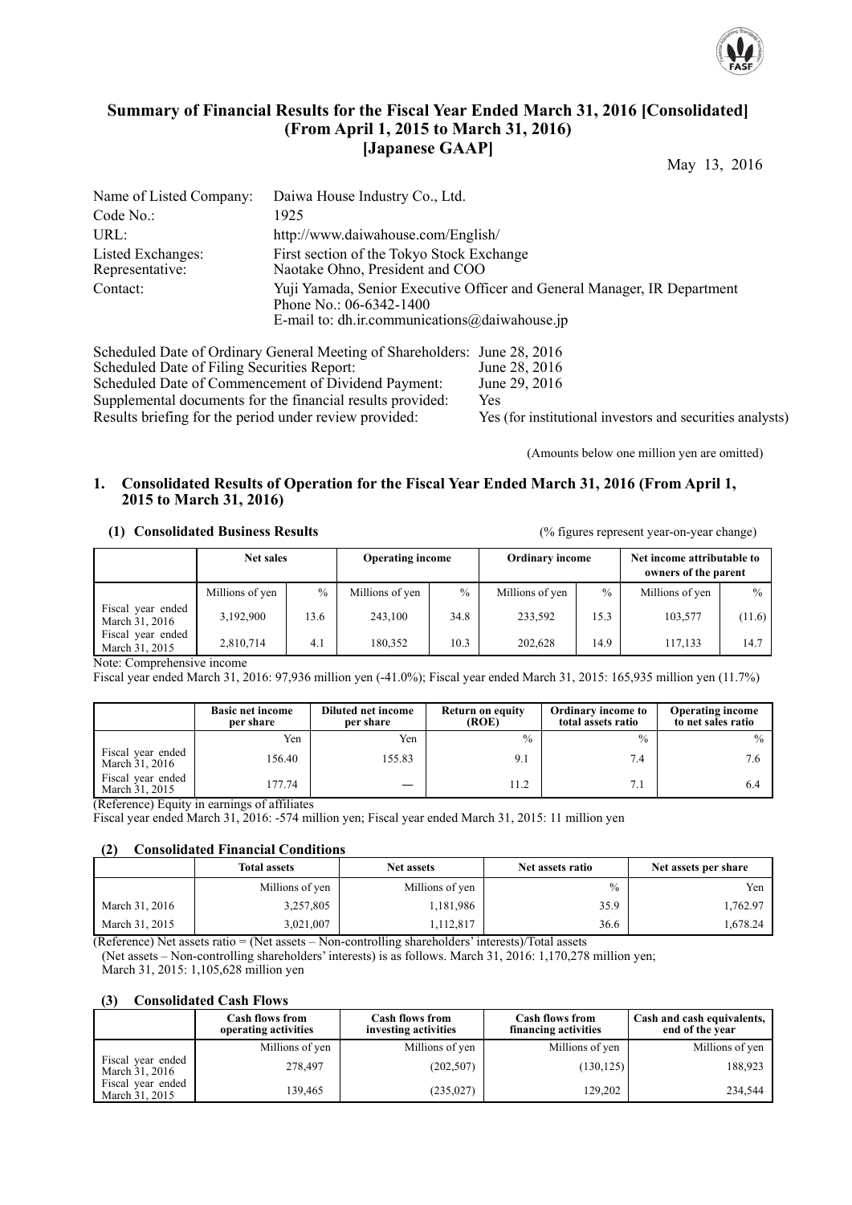# Summary of Financial Results for the Fiscal Year Ended March 31, 2016 [Consolidated] (From April 1, 2015 to March 31, 2016) [Japanese GAAP]

May 13, 2016

| | |
|---|---|
| Name of Listed Company: | Daiwa House Industry Co., Ltd. |
| Code No.: | 1925 |
| URL: | http://www.daiwahouse.com/English/ |
| Listed Exchanges: | First section of the Tokyo Stock Exchange |
| Representative: | Naotake Ohno, President and COO |
| Contact: | Yuji Yamada, Senior Executive Officer and General Manager, IR Department<br>Phone No.: 06-6342-1400<br>E-mail to: dh.ir.communications@daiwahouse.jp |

| | |
|---|---|
| Scheduled Date of Ordinary General Meeting of Shareholders: | June 28, 2016 |
| Scheduled Date of Filing Securities Report: | June 28, 2016 |
| Scheduled Date of Commencement of Dividend Payment: | June 29, 2016 |
| Supplemental documents for the financial results provided: | Yes |
| Results briefing for the period under review provided: | Yes (for institutional investors and securities analysts) |

(Amounts below one million yen are omitted)

## 1. Consolidated Results of Operation for the Fiscal Year Ended March 31, 2016 (From April 1, 2015 to March 31, 2016)

### (1) Consolidated Business Results

(% figures represent year-on-year change)

| | Net sales | | Operating income | | Ordinary income | | Net income attributable to owners of the parent | |
|---|---|---|---|---|---|---|---|---|
| | Millions of yen | % | Millions of yen | % | Millions of yen | % | Millions of yen | % |
| Fiscal year ended March 31, 2016 | 3,192,900 | 13.6 | 243,100 | 34.8 | 233,592 | 15.3 | 103,577 | (11.6) |
| Fiscal year ended March 31, 2015 | 2,810,714 | 4.1 | 180,352 | 10.3 | 202,628 | 14.9 | 117,133 | 14.7 |

Note: Comprehensive income

Fiscal year ended March 31, 2016: 97,936 million yen (-41.0%); Fiscal year ended March 31, 2015: 165,935 million yen (11.7%)

| | Basic net income per share | Diluted net income per share | Return on equity (ROE) | Ordinary income to total assets ratio | Operating income to net sales ratio |
|---|---|---|---|---|---|
| | Yen | Yen | % | % | % |
| Fiscal year ended March 31, 2016 | 156.40 | 155.83 | 9.1 | 7.4 | 7.6 |
| Fiscal year ended March 31, 2015 | 177.74 | — | 11.2 | 7.1 | 6.4 |

(Reference) Equity in earnings of affiliates

Fiscal year ended March 31, 2016: -574 million yen; Fiscal year ended March 31, 2015: 11 million yen

### (2) Consolidated Financial Conditions

| | Total assets | Net assets | Net assets ratio | Net assets per share |
|---|---|---|---|---|
| | Millions of yen | Millions of yen | % | Yen |
| March 31, 2016 | 3,257,805 | 1,181,986 | 35.9 | 1,762.97 |
| March 31, 2015 | 3,021,007 | 1,112,817 | 36.6 | 1,678.24 |

(Reference) Net assets ratio = (Net assets – Non-controlling shareholders' interests)/Total assets

(Net assets – Non-controlling shareholders' interests) is as follows. March 31, 2016: 1,170,278 million yen; March 31, 2015: 1,105,628 million yen

### (3) Consolidated Cash Flows

| | Cash flows from operating activities | Cash flows from investing activities | Cash flows from financing activities | Cash and cash equivalents, end of the year |
|---|---|---|---|---|
| | Millions of yen | Millions of yen | Millions of yen | Millions of yen |
| Fiscal year ended March 31, 2016 | 278,497 | (202,507) | (130,125) | 188,923 |
| Fiscal year ended March 31, 2015 | 139,465 | (235,027) | 129,202 | 234,544 |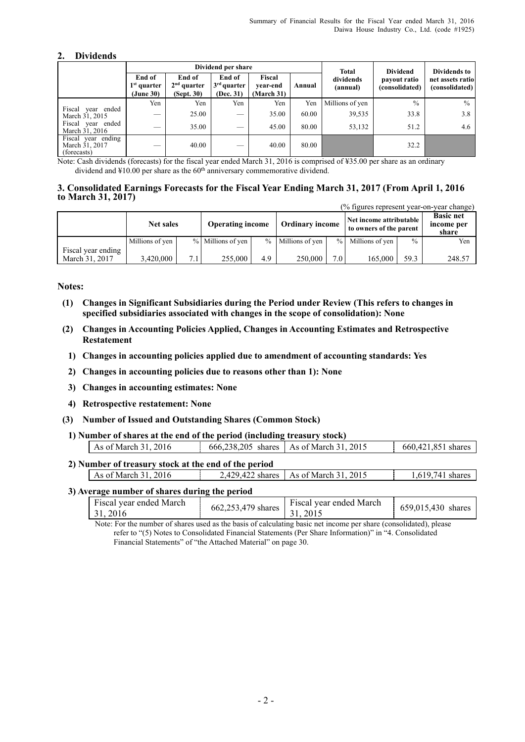## 2. Dividends

| | Dividend per share | | | | | Total dividends (annual) | Dividend payout ratio (consolidated) | Dividends to net assets ratio (consolidated) |
|---|---|---|---|---|---|---|---|---|
| | End of 1st quarter (June 30) | End of 2nd quarter (Sept. 30) | End of 3rd quarter (Dec. 31) | Fiscal year-end (March 31) | Annual | | | |
| | Yen | Yen | Yen | Yen | Yen | Millions of yen | % | % |
| Fiscal year ended March 31, 2015 | — | 25.00 | — | 35.00 | 60.00 | 39,535 | 33.8 | 3.8 |
| Fiscal year ended March 31, 2016 | — | 35.00 | — | 45.00 | 80.00 | 53,132 | 51.2 | 4.6 |
| Fiscal year ending March 31, 2017 (forecasts) | — | 40.00 | — | 40.00 | 80.00 | | 32.2 | |

Note: Cash dividends (forecasts) for the fiscal year ended March 31, 2016 is comprised of ¥35.00 per share as an ordinary dividend and ¥10.00 per share as the 60th anniversary commemorative dividend.

## 3. Consolidated Earnings Forecasts for the Fiscal Year Ending March 31, 2017 (From April 1, 2016 to March 31, 2017)

(% figures represent year-on-year change)

| | Net sales | | Operating income | | Ordinary income | | Net income attributable to owners of the parent | | Basic net income per share |
|---|---|---|---|---|---|---|---|---|---|
| | Millions of yen | % | Millions of yen | % | Millions of yen | % | Millions of yen | % | Yen |
| Fiscal year ending March 31, 2017 | 3,420,000 | 7.1 | 255,000 | 4.9 | 250,000 | 7.0 | 165,000 | 59.3 | 248.57 |

**Notes:**

**(1) Changes in Significant Subsidiaries during the Period under Review (This refers to changes in specified subsidiaries associated with changes in the scope of consolidation): None**

**(2) Changes in Accounting Policies Applied, Changes in Accounting Estimates and Retrospective Restatement**

**1) Changes in accounting policies applied due to amendment of accounting standards: Yes**

**2) Changes in accounting policies due to reasons other than 1): None**

**3) Changes in accounting estimates: None**

**4) Retrospective restatement: None**

**(3) Number of Issued and Outstanding Shares (Common Stock)**

**1) Number of shares at the end of the period (including treasury stock)**

| As of March 31, 2016 | 666,238,205 shares | As of March 31, 2015 | 660,421,851 shares |
|---|---|---|---|

**2) Number of treasury stock at the end of the period**

| As of March 31, 2016 | 2,429,422 shares | As of March 31, 2015 | 1,619,741 shares |
|---|---|---|---|

**3) Average number of shares during the period**

| Fiscal year ended March 31, 2016 | 662,253,479 shares | Fiscal year ended March 31, 2015 | 659,015,430 shares |
|---|---|---|---|

Note: For the number of shares used as the basis of calculating basic net income per share (consolidated), please refer to "(5) Notes to Consolidated Financial Statements (Per Share Information)" in "4. Consolidated Financial Statements" of "the Attached Material" on page 30.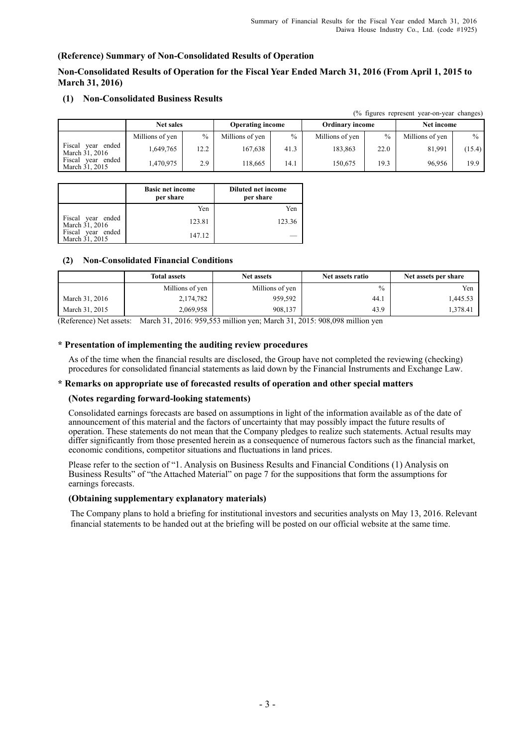## (Reference) Summary of Non-Consolidated Results of Operation

### Non-Consolidated Results of Operation for the Fiscal Year Ended March 31, 2016 (From April 1, 2015 to March 31, 2016)

#### (1) Non-Consolidated Business Results

(% figures represent year-on-year changes)

| | Net sales | | Operating income | | Ordinary income | | Net income | |
|---|---|---|---|---|---|---|---|---|
| | Millions of yen | % | Millions of yen | % | Millions of yen | % | Millions of yen | % |
| Fiscal year ended March 31, 2016 | 1,649,765 | 12.2 | 167,638 | 41.3 | 183,863 | 22.0 | 81,991 | (15.4) |
| Fiscal year ended March 31, 2015 | 1,470,975 | 2.9 | 118,665 | 14.1 | 150,675 | 19.3 | 96,956 | 19.9 |

| | Basic net income per share | Diluted net income per share |
|---|---|---|
| | Yen | Yen |
| Fiscal year ended March 31, 2016 | 123.81 | 123.36 |
| Fiscal year ended March 31, 2015 | 147.12 | — |

#### (2) Non-Consolidated Financial Conditions

| | Total assets | Net assets | Net assets ratio | Net assets per share |
|---|---|---|---|---|
| | Millions of yen | Millions of yen | % | Yen |
| March 31, 2016 | 2,174,782 | 959,592 | 44.1 | 1,445.53 |
| March 31, 2015 | 2,069,958 | 908,137 | 43.9 | 1,378.41 |

(Reference) Net assets: March 31, 2016: 959,553 million yen; March 31, 2015: 908,098 million yen

### * Presentation of implementing the auditing review procedures

As of the time when the financial results are disclosed, the Group have not completed the reviewing (checking) procedures for consolidated financial statements as laid down by the Financial Instruments and Exchange Law.

### * Remarks on appropriate use of forecasted results of operation and other special matters

#### (Notes regarding forward-looking statements)

Consolidated earnings forecasts are based on assumptions in light of the information available as of the date of announcement of this material and the factors of uncertainty that may possibly impact the future results of operation. These statements do not mean that the Company pledges to realize such statements. Actual results may differ significantly from those presented herein as a consequence of numerous factors such as the financial market, economic conditions, competitor situations and fluctuations in land prices.

Please refer to the section of "1. Analysis on Business Results and Financial Conditions (1) Analysis on Business Results" of "the Attached Material" on page 7 for the suppositions that form the assumptions for earnings forecasts.

#### (Obtaining supplementary explanatory materials)

The Company plans to hold a briefing for institutional investors and securities analysts on May 13, 2016. Relevant financial statements to be handed out at the briefing will be posted on our official website at the same time.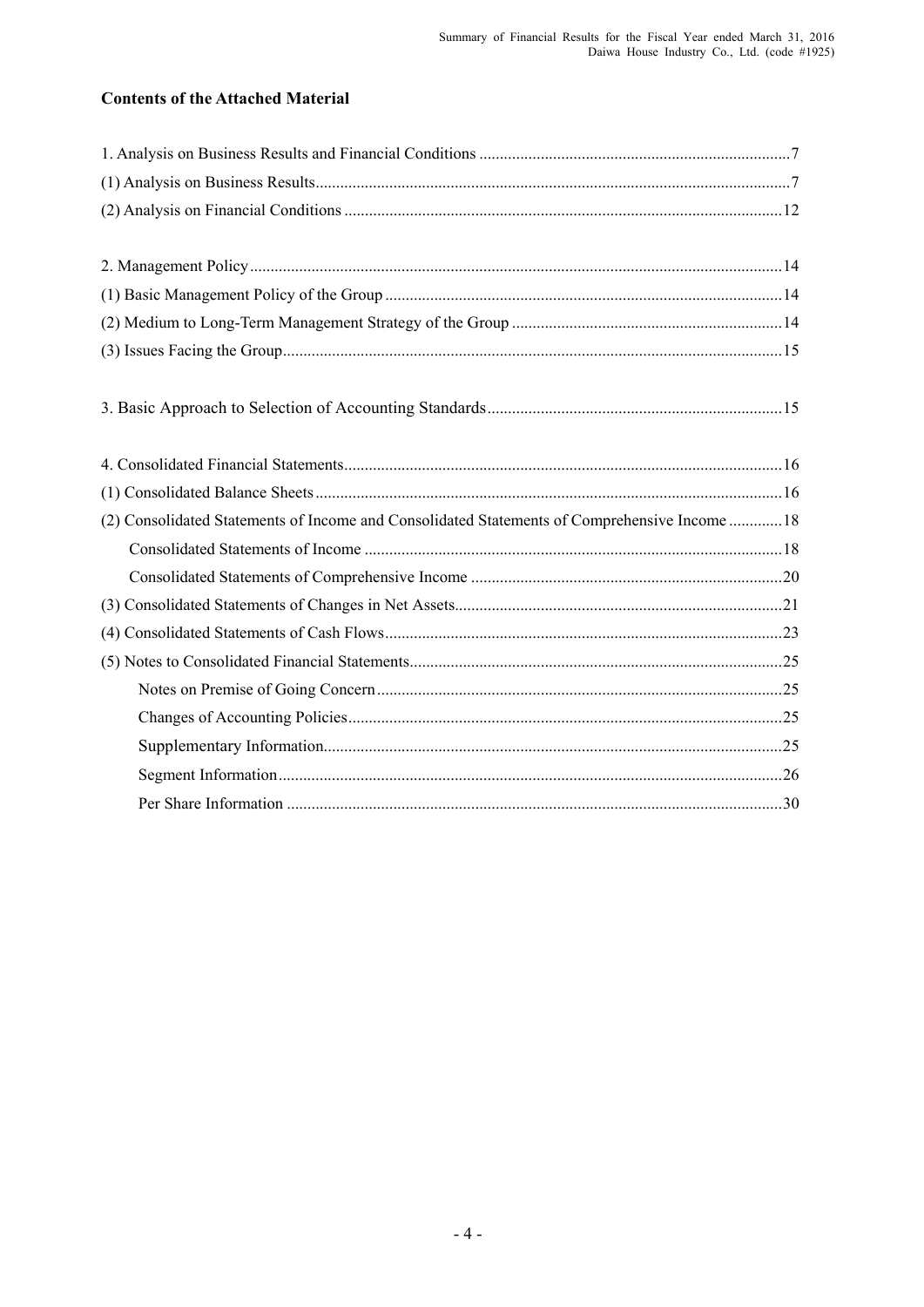## Contents of the Attached Material

1. Analysis on Business Results and Financial Conditions ........................................................................... 7
(1) Analysis on Business Results ................................................................................................................... 7
(2) Analysis on Financial Conditions .......................................................................................................... 12

2. Management Policy ................................................................................................................................. 14
(1) Basic Management Policy of the Group ................................................................................................ 14
(2) Medium to Long-Term Management Strategy of the Group ................................................................. 14
(3) Issues Facing the Group ......................................................................................................................... 15

3. Basic Approach to Selection of Accounting Standards ........................................................................ 15

4. Consolidated Financial Statements .......................................................................................................... 16
(1) Consolidated Balance Sheets ................................................................................................................. 16
(2) Consolidated Statements of Income and Consolidated Statements of Comprehensive Income ............. 18
  Consolidated Statements of Income ...................................................................................................... 18
  Consolidated Statements of Comprehensive Income ............................................................................ 20
(3) Consolidated Statements of Changes in Net Assets ............................................................................... 21
(4) Consolidated Statements of Cash Flows ................................................................................................ 23
(5) Notes to Consolidated Financial Statements .......................................................................................... 25
  Notes on Premise of Going Concern .................................................................................................. 25
  Changes of Accounting Policies ......................................................................................................... 25
  Supplementary Information ................................................................................................................ 25
  Segment Information .......................................................................................................................... 26
  Per Share Information ........................................................................................................................ 30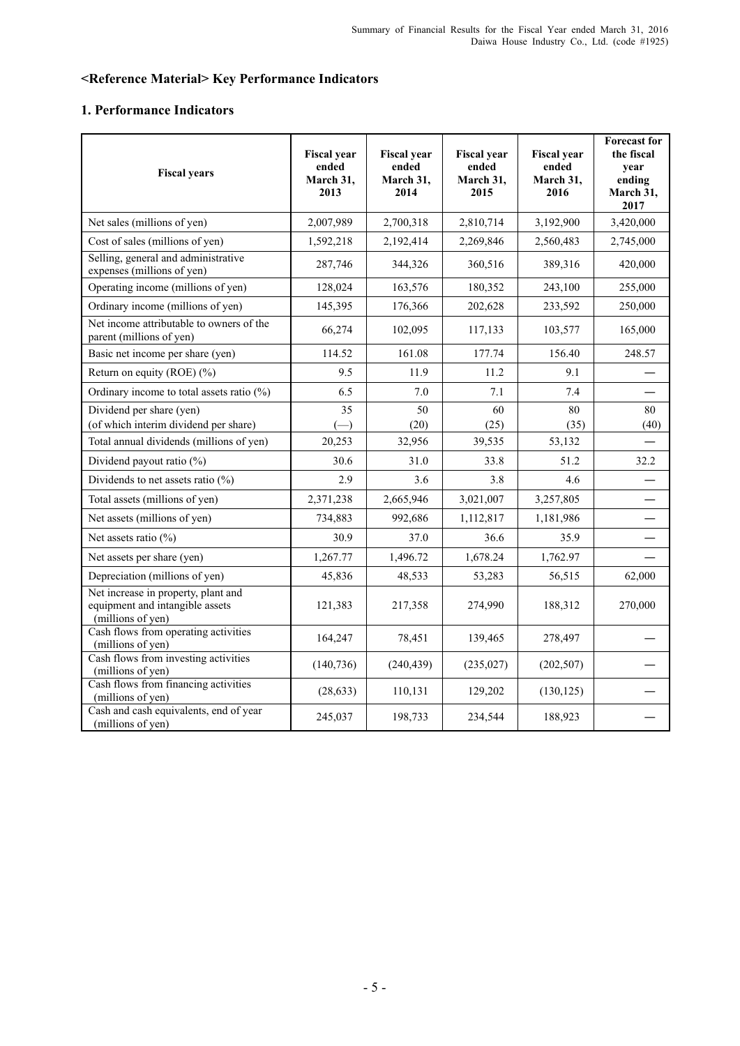## <Reference Material> Key Performance Indicators

### 1. Performance Indicators

| Fiscal years | Fiscal year ended March 31, 2013 | Fiscal year ended March 31, 2014 | Fiscal year ended March 31, 2015 | Fiscal year ended March 31, 2016 | Forecast for the fiscal year ending March 31, 2017 |
|---|---|---|---|---|---|
| Net sales (millions of yen) | 2,007,989 | 2,700,318 | 2,810,714 | 3,192,900 | 3,420,000 |
| Cost of sales (millions of yen) | 1,592,218 | 2,192,414 | 2,269,846 | 2,560,483 | 2,745,000 |
| Selling, general and administrative expenses (millions of yen) | 287,746 | 344,326 | 360,516 | 389,316 | 420,000 |
| Operating income (millions of yen) | 128,024 | 163,576 | 180,352 | 243,100 | 255,000 |
| Ordinary income (millions of yen) | 145,395 | 176,366 | 202,628 | 233,592 | 250,000 |
| Net income attributable to owners of the parent (millions of yen) | 66,274 | 102,095 | 117,133 | 103,577 | 165,000 |
| Basic net income per share (yen) | 114.52 | 161.08 | 177.74 | 156.40 | 248.57 |
| Return on equity (ROE) (%) | 9.5 | 11.9 | 11.2 | 9.1 | — |
| Ordinary income to total assets ratio (%) | 6.5 | 7.0 | 7.1 | 7.4 | — |
| Dividend per share (yen)<br>(of which interim dividend per share) | 35<br>(—) | 50<br>(20) | 60<br>(25) | 80<br>(35) | 80<br>(40) |
| Total annual dividends (millions of yen) | 20,253 | 32,956 | 39,535 | 53,132 | — |
| Dividend payout ratio (%) | 30.6 | 31.0 | 33.8 | 51.2 | 32.2 |
| Dividends to net assets ratio (%) | 2.9 | 3.6 | 3.8 | 4.6 | — |
| Total assets (millions of yen) | 2,371,238 | 2,665,946 | 3,021,007 | 3,257,805 | — |
| Net assets (millions of yen) | 734,883 | 992,686 | 1,112,817 | 1,181,986 | — |
| Net assets ratio (%) | 30.9 | 37.0 | 36.6 | 35.9 | — |
| Net assets per share (yen) | 1,267.77 | 1,496.72 | 1,678.24 | 1,762.97 | — |
| Depreciation (millions of yen) | 45,836 | 48,533 | 53,283 | 56,515 | 62,000 |
| Net increase in property, plant and equipment and intangible assets (millions of yen) | 121,383 | 217,358 | 274,990 | 188,312 | 270,000 |
| Cash flows from operating activities (millions of yen) | 164,247 | 78,451 | 139,465 | 278,497 | — |
| Cash flows from investing activities (millions of yen) | (140,736) | (240,439) | (235,027) | (202,507) | — |
| Cash flows from financing activities (millions of yen) | (28,633) | 110,131 | 129,202 | (130,125) | — |
| Cash and cash equivalents, end of year (millions of yen) | 245,037 | 198,733 | 234,544 | 188,923 | — |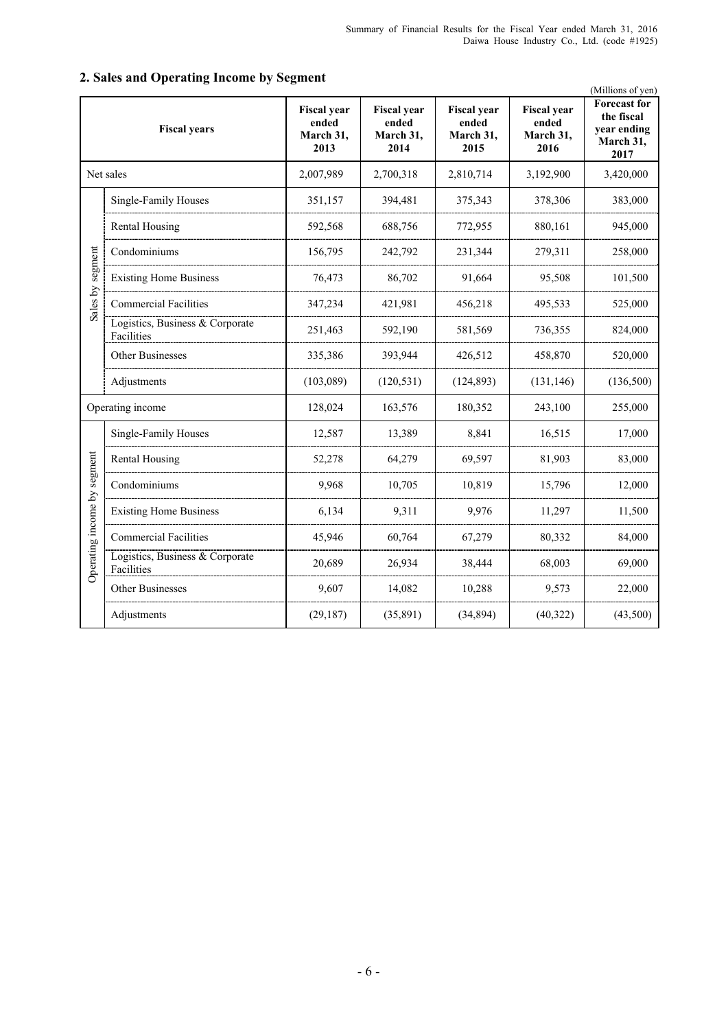## 2. Sales and Operating Income by Segment

(Millions of yen)

| Fiscal years | | Fiscal year ended March 31, 2013 | Fiscal year ended March 31, 2014 | Fiscal year ended March 31, 2015 | Fiscal year ended March 31, 2016 | Forecast for the fiscal year ending March 31, 2017 |
|---|---|---|---|---|---|---|
| Net sales | | 2,007,989 | 2,700,318 | 2,810,714 | 3,192,900 | 3,420,000 |
| Sales by segment | Single-Family Houses | 351,157 | 394,481 | 375,343 | 378,306 | 383,000 |
| | Rental Housing | 592,568 | 688,756 | 772,955 | 880,161 | 945,000 |
| | Condominiums | 156,795 | 242,792 | 231,344 | 279,311 | 258,000 |
| | Existing Home Business | 76,473 | 86,702 | 91,664 | 95,508 | 101,500 |
| | Commercial Facilities | 347,234 | 421,981 | 456,218 | 495,533 | 525,000 |
| | Logistics, Business & Corporate Facilities | 251,463 | 592,190 | 581,569 | 736,355 | 824,000 |
| | Other Businesses | 335,386 | 393,944 | 426,512 | 458,870 | 520,000 |
| | Adjustments | (103,089) | (120,531) | (124,893) | (131,146) | (136,500) |
| Operating income | | 128,024 | 163,576 | 180,352 | 243,100 | 255,000 |
| Operating income by segment | Single-Family Houses | 12,587 | 13,389 | 8,841 | 16,515 | 17,000 |
| | Rental Housing | 52,278 | 64,279 | 69,597 | 81,903 | 83,000 |
| | Condominiums | 9,968 | 10,705 | 10,819 | 15,796 | 12,000 |
| | Existing Home Business | 6,134 | 9,311 | 9,976 | 11,297 | 11,500 |
| | Commercial Facilities | 45,946 | 60,764 | 67,279 | 80,332 | 84,000 |
| | Logistics, Business & Corporate Facilities | 20,689 | 26,934 | 38,444 | 68,003 | 69,000 |
| | Other Businesses | 9,607 | 14,082 | 10,288 | 9,573 | 22,000 |
| | Adjustments | (29,187) | (35,891) | (34,894) | (40,322) | (43,500) |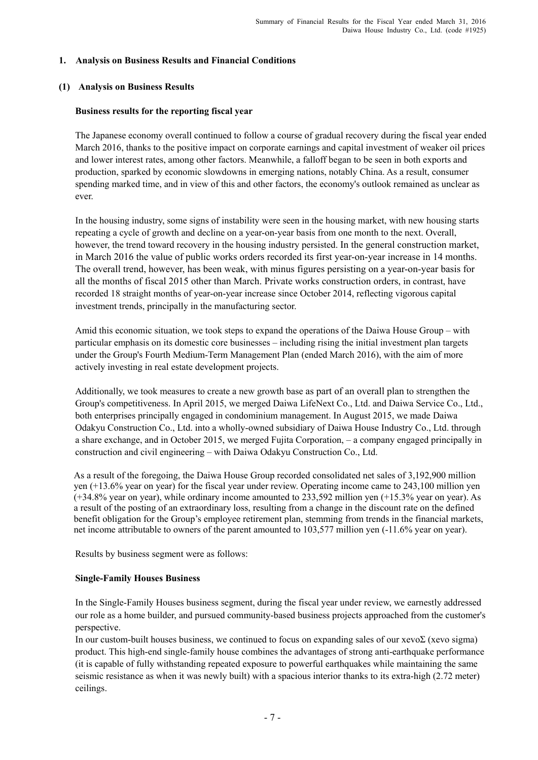## 1. Analysis on Business Results and Financial Conditions

### (1) Analysis on Business Results

**Business results for the reporting fiscal year**

The Japanese economy overall continued to follow a course of gradual recovery during the fiscal year ended March 2016, thanks to the positive impact on corporate earnings and capital investment of weaker oil prices and lower interest rates, among other factors. Meanwhile, a falloff began to be seen in both exports and production, sparked by economic slowdowns in emerging nations, notably China. As a result, consumer spending marked time, and in view of this and other factors, the economy's outlook remained as unclear as ever.

In the housing industry, some signs of instability were seen in the housing market, with new housing starts repeating a cycle of growth and decline on a year-on-year basis from one month to the next. Overall, however, the trend toward recovery in the housing industry persisted. In the general construction market, in March 2016 the value of public works orders recorded its first year-on-year increase in 14 months. The overall trend, however, has been weak, with minus figures persisting on a year-on-year basis for all the months of fiscal 2015 other than March. Private works construction orders, in contrast, have recorded 18 straight months of year-on-year increase since October 2014, reflecting vigorous capital investment trends, principally in the manufacturing sector.

Amid this economic situation, we took steps to expand the operations of the Daiwa House Group – with particular emphasis on its domestic core businesses – including rising the initial investment plan targets under the Group's Fourth Medium-Term Management Plan (ended March 2016), with the aim of more actively investing in real estate development projects.

Additionally, we took measures to create a new growth base as part of an overall plan to strengthen the Group's competitiveness. In April 2015, we merged Daiwa LifeNext Co., Ltd. and Daiwa Service Co., Ltd., both enterprises principally engaged in condominium management. In August 2015, we made Daiwa Odakyu Construction Co., Ltd. into a wholly-owned subsidiary of Daiwa House Industry Co., Ltd. through a share exchange, and in October 2015, we merged Fujita Corporation, – a company engaged principally in construction and civil engineering – with Daiwa Odakyu Construction Co., Ltd.

As a result of the foregoing, the Daiwa House Group recorded consolidated net sales of 3,192,900 million yen (+13.6% year on year) for the fiscal year under review. Operating income came to 243,100 million yen (+34.8% year on year), while ordinary income amounted to 233,592 million yen (+15.3% year on year). As a result of the posting of an extraordinary loss, resulting from a change in the discount rate on the defined benefit obligation for the Group's employee retirement plan, stemming from trends in the financial markets, net income attributable to owners of the parent amounted to 103,577 million yen (-11.6% year on year).

Results by business segment were as follows:

**Single-Family Houses Business**

In the Single-Family Houses business segment, during the fiscal year under review, we earnestly addressed our role as a home builder, and pursued community-based business projects approached from the customer's perspective.

In our custom-built houses business, we continued to focus on expanding sales of our xevoΣ (xevo sigma) product. This high-end single-family house combines the advantages of strong anti-earthquake performance (it is capable of fully withstanding repeated exposure to powerful earthquakes while maintaining the same seismic resistance as when it was newly built) with a spacious interior thanks to its extra-high (2.72 meter) ceilings.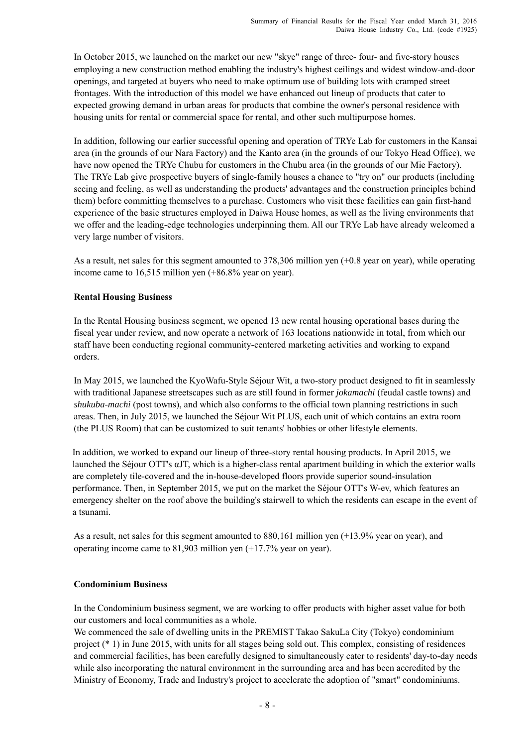In October 2015, we launched on the market our new "skye" range of three- four- and five-story houses employing a new construction method enabling the industry's highest ceilings and widest window-and-door openings, and targeted at buyers who need to make optimum use of building lots with cramped street frontages. With the introduction of this model we have enhanced out lineup of products that cater to expected growing demand in urban areas for products that combine the owner's personal residence with housing units for rental or commercial space for rental, and other such multipurpose homes.

In addition, following our earlier successful opening and operation of TRYe Lab for customers in the Kansai area (in the grounds of our Nara Factory) and the Kanto area (in the grounds of our Tokyo Head Office), we have now opened the TRYe Chubu for customers in the Chubu area (in the grounds of our Mie Factory). The TRYe Lab give prospective buyers of single-family houses a chance to "try on" our products (including seeing and feeling, as well as understanding the products' advantages and the construction principles behind them) before committing themselves to a purchase. Customers who visit these facilities can gain first-hand experience of the basic structures employed in Daiwa House homes, as well as the living environments that we offer and the leading-edge technologies underpinning them. All our TRYe Lab have already welcomed a very large number of visitors.

As a result, net sales for this segment amounted to 378,306 million yen (+0.8 year on year), while operating income came to 16,515 million yen (+86.8% year on year).

**Rental Housing Business**

In the Rental Housing business segment, we opened 13 new rental housing operational bases during the fiscal year under review, and now operate a network of 163 locations nationwide in total, from which our staff have been conducting regional community-centered marketing activities and working to expand orders.

In May 2015, we launched the KyoWafu-Style Séjour Wit, a two-story product designed to fit in seamlessly with traditional Japanese streetscapes such as are still found in former *jokamachi* (feudal castle towns) and *shukuba-machi* (post towns), and which also conforms to the official town planning restrictions in such areas. Then, in July 2015, we launched the Séjour Wit PLUS, each unit of which contains an extra room (the PLUS Room) that can be customized to suit tenants' hobbies or other lifestyle elements.

In addition, we worked to expand our lineup of three-story rental housing products. In April 2015, we launched the Séjour OTT's αJT, which is a higher-class rental apartment building in which the exterior walls are completely tile-covered and the in-house-developed floors provide superior sound-insulation performance. Then, in September 2015, we put on the market the Séjour OTT's W-ev, which features an emergency shelter on the roof above the building's stairwell to which the residents can escape in the event of a tsunami.

As a result, net sales for this segment amounted to 880,161 million yen (+13.9% year on year), and operating income came to 81,903 million yen (+17.7% year on year).

**Condominium Business**

In the Condominium business segment, we are working to offer products with higher asset value for both our customers and local communities as a whole.
We commenced the sale of dwelling units in the PREMIST Takao SakuLa City (Tokyo) condominium project (* 1) in June 2015, with units for all stages being sold out. This complex, consisting of residences and commercial facilities, has been carefully designed to simultaneously cater to residents' day-to-day needs while also incorporating the natural environment in the surrounding area and has been accredited by the Ministry of Economy, Trade and Industry's project to accelerate the adoption of "smart" condominiums.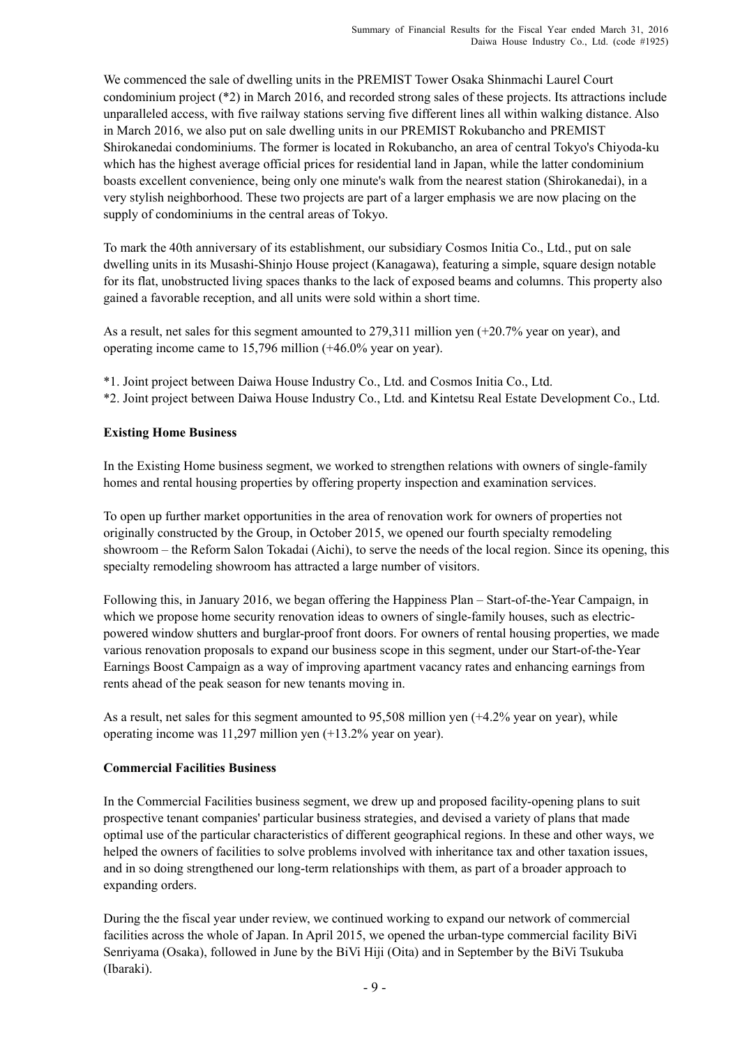We commenced the sale of dwelling units in the PREMIST Tower Osaka Shinmachi Laurel Court condominium project (*2) in March 2016, and recorded strong sales of these projects. Its attractions include unparalleled access, with five railway stations serving five different lines all within walking distance. Also in March 2016, we also put on sale dwelling units in our PREMIST Rokubancho and PREMIST Shirokanedai condominiums. The former is located in Rokubancho, an area of central Tokyo's Chiyoda-ku which has the highest average official prices for residential land in Japan, while the latter condominium boasts excellent convenience, being only one minute's walk from the nearest station (Shirokanedai), in a very stylish neighborhood. These two projects are part of a larger emphasis we are now placing on the supply of condominiums in the central areas of Tokyo.

To mark the 40th anniversary of its establishment, our subsidiary Cosmos Initia Co., Ltd., put on sale dwelling units in its Musashi-Shinjo House project (Kanagawa), featuring a simple, square design notable for its flat, unobstructed living spaces thanks to the lack of exposed beams and columns. This property also gained a favorable reception, and all units were sold within a short time.

As a result, net sales for this segment amounted to 279,311 million yen (+20.7% year on year), and operating income came to 15,796 million (+46.0% year on year).

*1. Joint project between Daiwa House Industry Co., Ltd. and Cosmos Initia Co., Ltd.

*2. Joint project between Daiwa House Industry Co., Ltd. and Kintetsu Real Estate Development Co., Ltd.

**Existing Home Business**

In the Existing Home business segment, we worked to strengthen relations with owners of single-family homes and rental housing properties by offering property inspection and examination services.

To open up further market opportunities in the area of renovation work for owners of properties not originally constructed by the Group, in October 2015, we opened our fourth specialty remodeling showroom – the Reform Salon Tokadai (Aichi), to serve the needs of the local region. Since its opening, this specialty remodeling showroom has attracted a large number of visitors.

Following this, in January 2016, we began offering the Happiness Plan – Start-of-the-Year Campaign, in which we propose home security renovation ideas to owners of single-family houses, such as electric-powered window shutters and burglar-proof front doors. For owners of rental housing properties, we made various renovation proposals to expand our business scope in this segment, under our Start-of-the-Year Earnings Boost Campaign as a way of improving apartment vacancy rates and enhancing earnings from rents ahead of the peak season for new tenants moving in.

As a result, net sales for this segment amounted to 95,508 million yen (+4.2% year on year), while operating income was 11,297 million yen (+13.2% year on year).

**Commercial Facilities Business**

In the Commercial Facilities business segment, we drew up and proposed facility-opening plans to suit prospective tenant companies' particular business strategies, and devised a variety of plans that made optimal use of the particular characteristics of different geographical regions. In these and other ways, we helped the owners of facilities to solve problems involved with inheritance tax and other taxation issues, and in so doing strengthened our long-term relationships with them, as part of a broader approach to expanding orders.

During the the fiscal year under review, we continued working to expand our network of commercial facilities across the whole of Japan. In April 2015, we opened the urban-type commercial facility BiVi Senriyama (Osaka), followed in June by the BiVi Hiji (Oita) and in September by the BiVi Tsukuba (Ibaraki).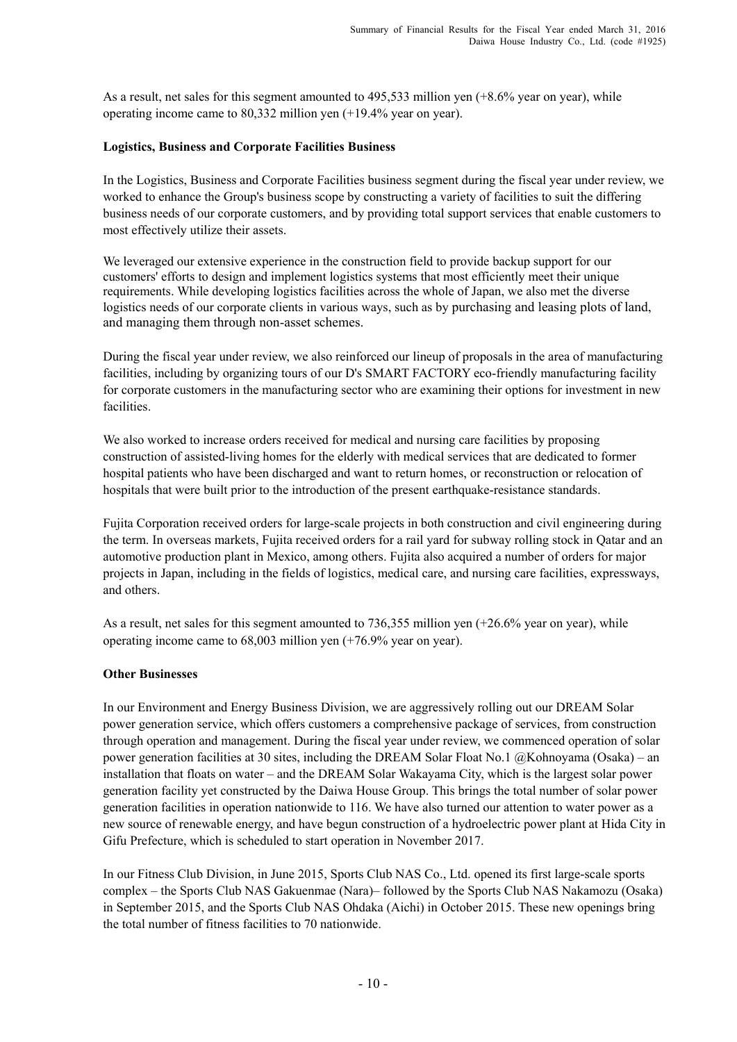As a result, net sales for this segment amounted to 495,533 million yen (+8.6% year on year), while operating income came to 80,332 million yen (+19.4% year on year).

**Logistics, Business and Corporate Facilities Business**

In the Logistics, Business and Corporate Facilities business segment during the fiscal year under review, we worked to enhance the Group's business scope by constructing a variety of facilities to suit the differing business needs of our corporate customers, and by providing total support services that enable customers to most effectively utilize their assets.

We leveraged our extensive experience in the construction field to provide backup support for our customers' efforts to design and implement logistics systems that most efficiently meet their unique requirements. While developing logistics facilities across the whole of Japan, we also met the diverse logistics needs of our corporate clients in various ways, such as by purchasing and leasing plots of land, and managing them through non-asset schemes.

During the fiscal year under review, we also reinforced our lineup of proposals in the area of manufacturing facilities, including by organizing tours of our D's SMART FACTORY eco-friendly manufacturing facility for corporate customers in the manufacturing sector who are examining their options for investment in new facilities.

We also worked to increase orders received for medical and nursing care facilities by proposing construction of assisted-living homes for the elderly with medical services that are dedicated to former hospital patients who have been discharged and want to return homes, or reconstruction or relocation of hospitals that were built prior to the introduction of the present earthquake-resistance standards.

Fujita Corporation received orders for large-scale projects in both construction and civil engineering during the term. In overseas markets, Fujita received orders for a rail yard for subway rolling stock in Qatar and an automotive production plant in Mexico, among others. Fujita also acquired a number of orders for major projects in Japan, including in the fields of logistics, medical care, and nursing care facilities, expressways, and others.

As a result, net sales for this segment amounted to 736,355 million yen (+26.6% year on year), while operating income came to 68,003 million yen (+76.9% year on year).

**Other Businesses**

In our Environment and Energy Business Division, we are aggressively rolling out our DREAM Solar power generation service, which offers customers a comprehensive package of services, from construction through operation and management. During the fiscal year under review, we commenced operation of solar power generation facilities at 30 sites, including the DREAM Solar Float No.1 @Kohnoyama (Osaka) – an installation that floats on water – and the DREAM Solar Wakayama City, which is the largest solar power generation facility yet constructed by the Daiwa House Group. This brings the total number of solar power generation facilities in operation nationwide to 116. We have also turned our attention to water power as a new source of renewable energy, and have begun construction of a hydroelectric power plant at Hida City in Gifu Prefecture, which is scheduled to start operation in November 2017.

In our Fitness Club Division, in June 2015, Sports Club NAS Co., Ltd. opened its first large-scale sports complex – the Sports Club NAS Gakuenmae (Nara)– followed by the Sports Club NAS Nakamozu (Osaka) in September 2015, and the Sports Club NAS Ohdaka (Aichi) in October 2015. These new openings bring the total number of fitness facilities to 70 nationwide.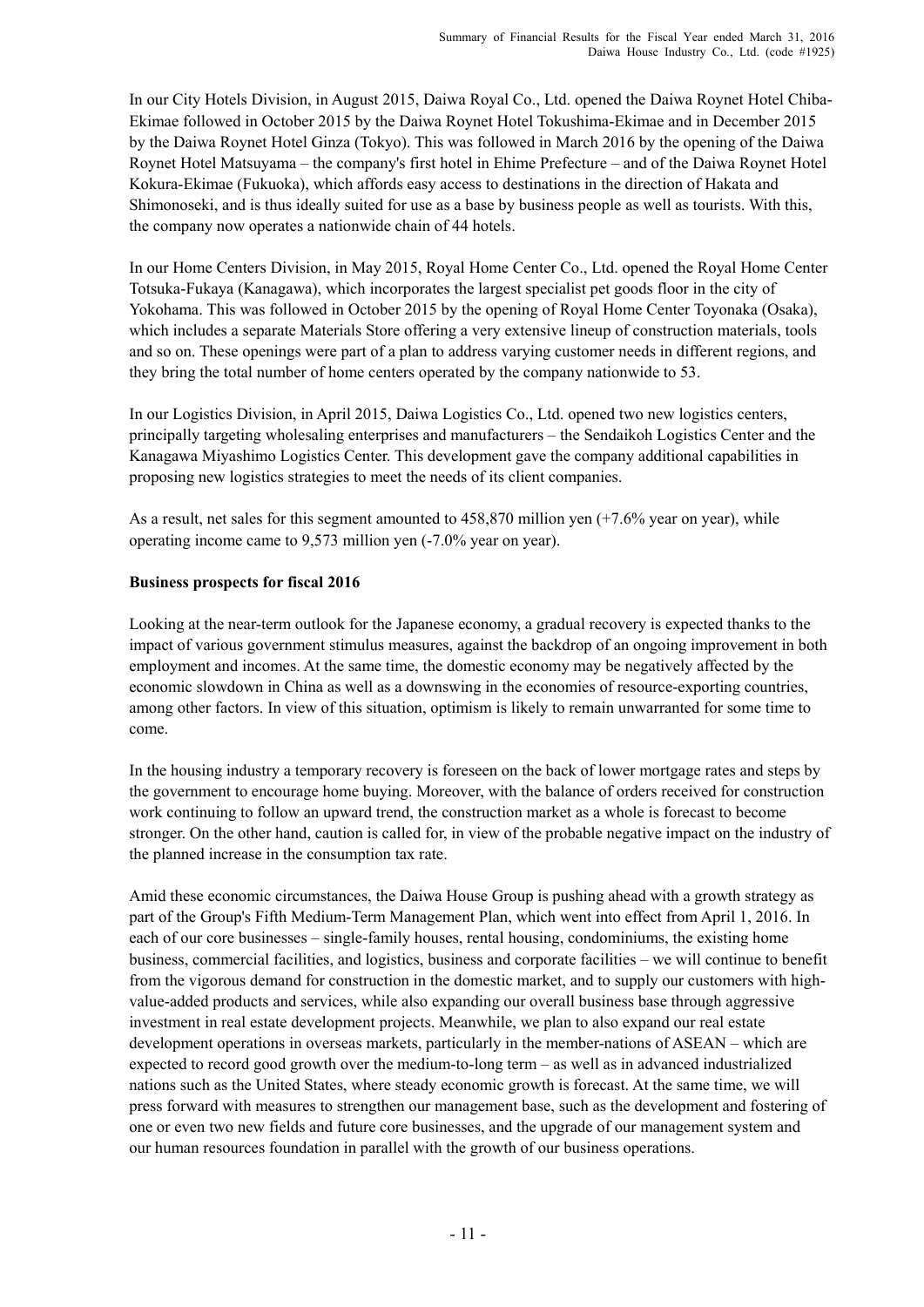In our City Hotels Division, in August 2015, Daiwa Royal Co., Ltd. opened the Daiwa Roynet Hotel Chiba-Ekimae followed in October 2015 by the Daiwa Roynet Hotel Tokushima-Ekimae and in December 2015 by the Daiwa Roynet Hotel Ginza (Tokyo). This was followed in March 2016 by the opening of the Daiwa Roynet Hotel Matsuyama – the company's first hotel in Ehime Prefecture – and of the Daiwa Roynet Hotel Kokura-Ekimae (Fukuoka), which affords easy access to destinations in the direction of Hakata and Shimonoseki, and is thus ideally suited for use as a base by business people as well as tourists. With this, the company now operates a nationwide chain of 44 hotels.

In our Home Centers Division, in May 2015, Royal Home Center Co., Ltd. opened the Royal Home Center Totsuka-Fukaya (Kanagawa), which incorporates the largest specialist pet goods floor in the city of Yokohama. This was followed in October 2015 by the opening of Royal Home Center Toyonaka (Osaka), which includes a separate Materials Store offering a very extensive lineup of construction materials, tools and so on. These openings were part of a plan to address varying customer needs in different regions, and they bring the total number of home centers operated by the company nationwide to 53.

In our Logistics Division, in April 2015, Daiwa Logistics Co., Ltd. opened two new logistics centers, principally targeting wholesaling enterprises and manufacturers – the Sendaikoh Logistics Center and the Kanagawa Miyashimo Logistics Center. This development gave the company additional capabilities in proposing new logistics strategies to meet the needs of its client companies.

As a result, net sales for this segment amounted to 458,870 million yen (+7.6% year on year), while operating income came to 9,573 million yen (-7.0% year on year).

**Business prospects for fiscal 2016**

Looking at the near-term outlook for the Japanese economy, a gradual recovery is expected thanks to the impact of various government stimulus measures, against the backdrop of an ongoing improvement in both employment and incomes. At the same time, the domestic economy may be negatively affected by the economic slowdown in China as well as a downswing in the economies of resource-exporting countries, among other factors. In view of this situation, optimism is likely to remain unwarranted for some time to come.

In the housing industry a temporary recovery is foreseen on the back of lower mortgage rates and steps by the government to encourage home buying. Moreover, with the balance of orders received for construction work continuing to follow an upward trend, the construction market as a whole is forecast to become stronger. On the other hand, caution is called for, in view of the probable negative impact on the industry of the planned increase in the consumption tax rate.

Amid these economic circumstances, the Daiwa House Group is pushing ahead with a growth strategy as part of the Group's Fifth Medium-Term Management Plan, which went into effect from April 1, 2016. In each of our core businesses – single-family houses, rental housing, condominiums, the existing home business, commercial facilities, and logistics, business and corporate facilities – we will continue to benefit from the vigorous demand for construction in the domestic market, and to supply our customers with high-value-added products and services, while also expanding our overall business base through aggressive investment in real estate development projects. Meanwhile, we plan to also expand our real estate development operations in overseas markets, particularly in the member-nations of ASEAN – which are expected to record good growth over the medium-to-long term – as well as in advanced industrialized nations such as the United States, where steady economic growth is forecast. At the same time, we will press forward with measures to strengthen our management base, such as the development and fostering of one or even two new fields and future core businesses, and the upgrade of our management system and our human resources foundation in parallel with the growth of our business operations.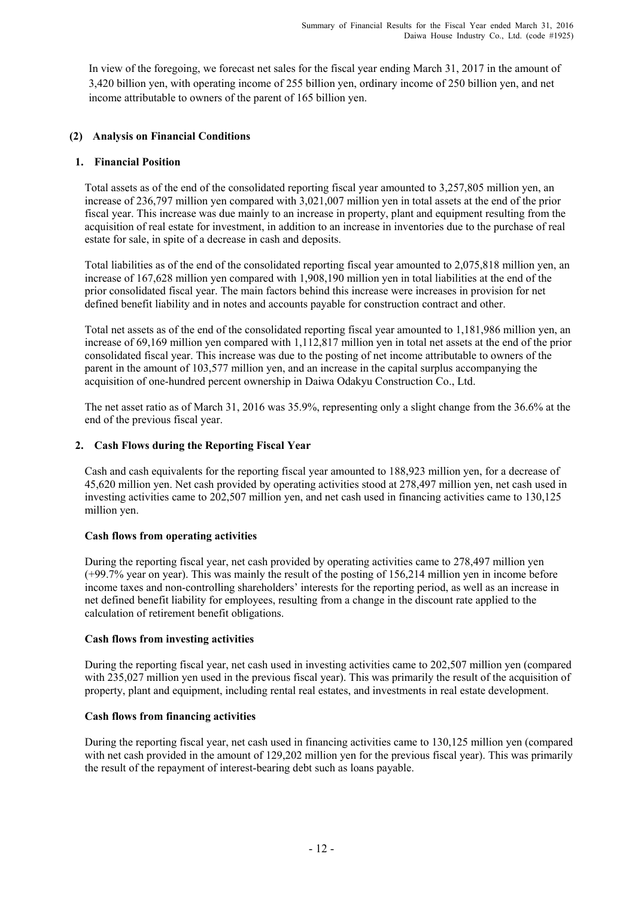In view of the foregoing, we forecast net sales for the fiscal year ending March 31, 2017 in the amount of 3,420 billion yen, with operating income of 255 billion yen, ordinary income of 250 billion yen, and net income attributable to owners of the parent of 165 billion yen.

## (2) Analysis on Financial Conditions

### 1. Financial Position

Total assets as of the end of the consolidated reporting fiscal year amounted to 3,257,805 million yen, an increase of 236,797 million yen compared with 3,021,007 million yen in total assets at the end of the prior fiscal year. This increase was due mainly to an increase in property, plant and equipment resulting from the acquisition of real estate for investment, in addition to an increase in inventories due to the purchase of real estate for sale, in spite of a decrease in cash and deposits.

Total liabilities as of the end of the consolidated reporting fiscal year amounted to 2,075,818 million yen, an increase of 167,628 million yen compared with 1,908,190 million yen in total liabilities at the end of the prior consolidated fiscal year. The main factors behind this increase were increases in provision for net defined benefit liability and in notes and accounts payable for construction contract and other.

Total net assets as of the end of the consolidated reporting fiscal year amounted to 1,181,986 million yen, an increase of 69,169 million yen compared with 1,112,817 million yen in total net assets at the end of the prior consolidated fiscal year. This increase was due to the posting of net income attributable to owners of the parent in the amount of 103,577 million yen, and an increase in the capital surplus accompanying the acquisition of one-hundred percent ownership in Daiwa Odakyu Construction Co., Ltd.

The net asset ratio as of March 31, 2016 was 35.9%, representing only a slight change from the 36.6% at the end of the previous fiscal year.

### 2. Cash Flows during the Reporting Fiscal Year

Cash and cash equivalents for the reporting fiscal year amounted to 188,923 million yen, for a decrease of 45,620 million yen. Net cash provided by operating activities stood at 278,497 million yen, net cash used in investing activities came to 202,507 million yen, and net cash used in financing activities came to 130,125 million yen.

**Cash flows from operating activities**

During the reporting fiscal year, net cash provided by operating activities came to 278,497 million yen (+99.7% year on year). This was mainly the result of the posting of 156,214 million yen in income before income taxes and non-controlling shareholders' interests for the reporting period, as well as an increase in net defined benefit liability for employees, resulting from a change in the discount rate applied to the calculation of retirement benefit obligations.

**Cash flows from investing activities**

During the reporting fiscal year, net cash used in investing activities came to 202,507 million yen (compared with 235,027 million yen used in the previous fiscal year). This was primarily the result of the acquisition of property, plant and equipment, including rental real estates, and investments in real estate development.

**Cash flows from financing activities**

During the reporting fiscal year, net cash used in financing activities came to 130,125 million yen (compared with net cash provided in the amount of 129,202 million yen for the previous fiscal year). This was primarily the result of the repayment of interest-bearing debt such as loans payable.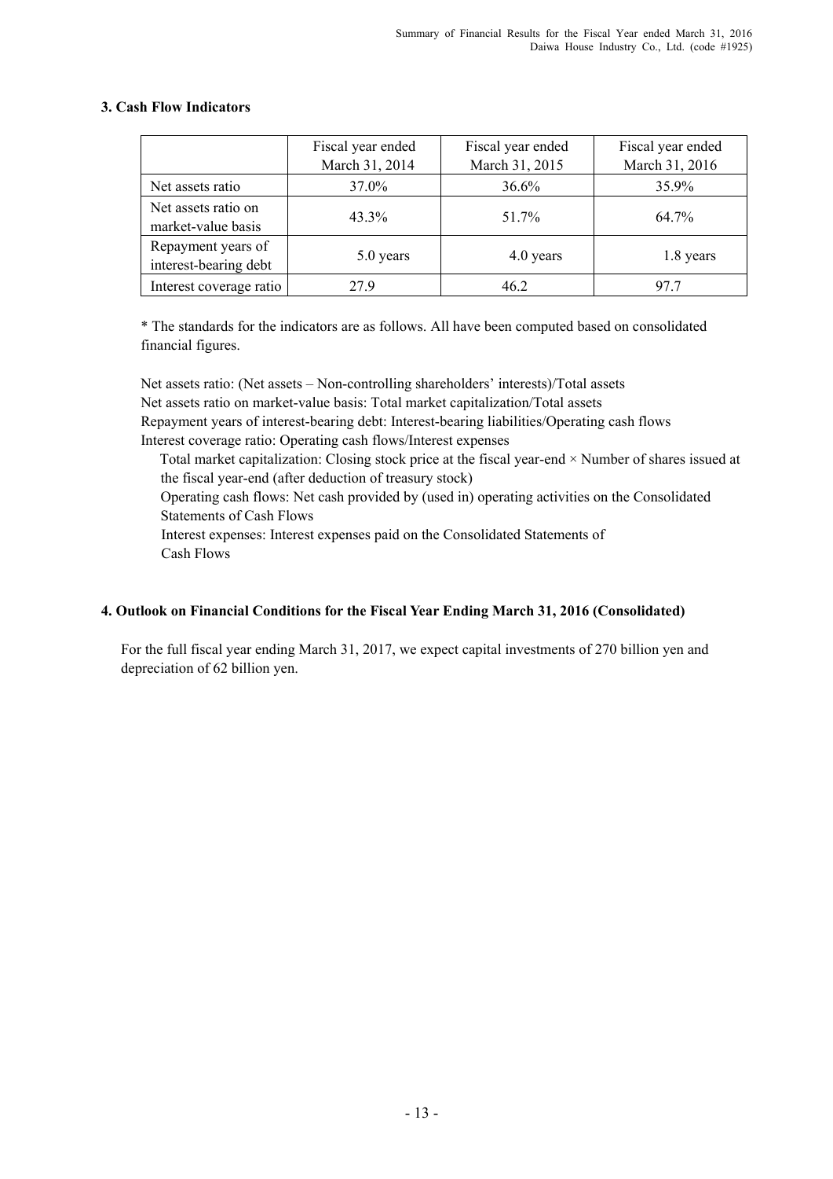### 3. Cash Flow Indicators

| | Fiscal year ended March 31, 2014 | Fiscal year ended March 31, 2015 | Fiscal year ended March 31, 2016 |
|---|---|---|---|
| Net assets ratio | 37.0% | 36.6% | 35.9% |
| Net assets ratio on market-value basis | 43.3% | 51.7% | 64.7% |
| Repayment years of interest-bearing debt | 5.0 years | 4.0 years | 1.8 years |
| Interest coverage ratio | 27.9 | 46.2 | 97.7 |

\* The standards for the indicators are as follows. All have been computed based on consolidated financial figures.

Net assets ratio: (Net assets – Non-controlling shareholders' interests)/Total assets
Net assets ratio on market-value basis: Total market capitalization/Total assets
Repayment years of interest-bearing debt: Interest-bearing liabilities/Operating cash flows
Interest coverage ratio: Operating cash flows/Interest expenses

Total market capitalization: Closing stock price at the fiscal year-end × Number of shares issued at the fiscal year-end (after deduction of treasury stock)
Operating cash flows: Net cash provided by (used in) operating activities on the Consolidated Statements of Cash Flows
Interest expenses: Interest expenses paid on the Consolidated Statements of Cash Flows

### 4. Outlook on Financial Conditions for the Fiscal Year Ending March 31, 2016 (Consolidated)

For the full fiscal year ending March 31, 2017, we expect capital investments of 270 billion yen and depreciation of 62 billion yen.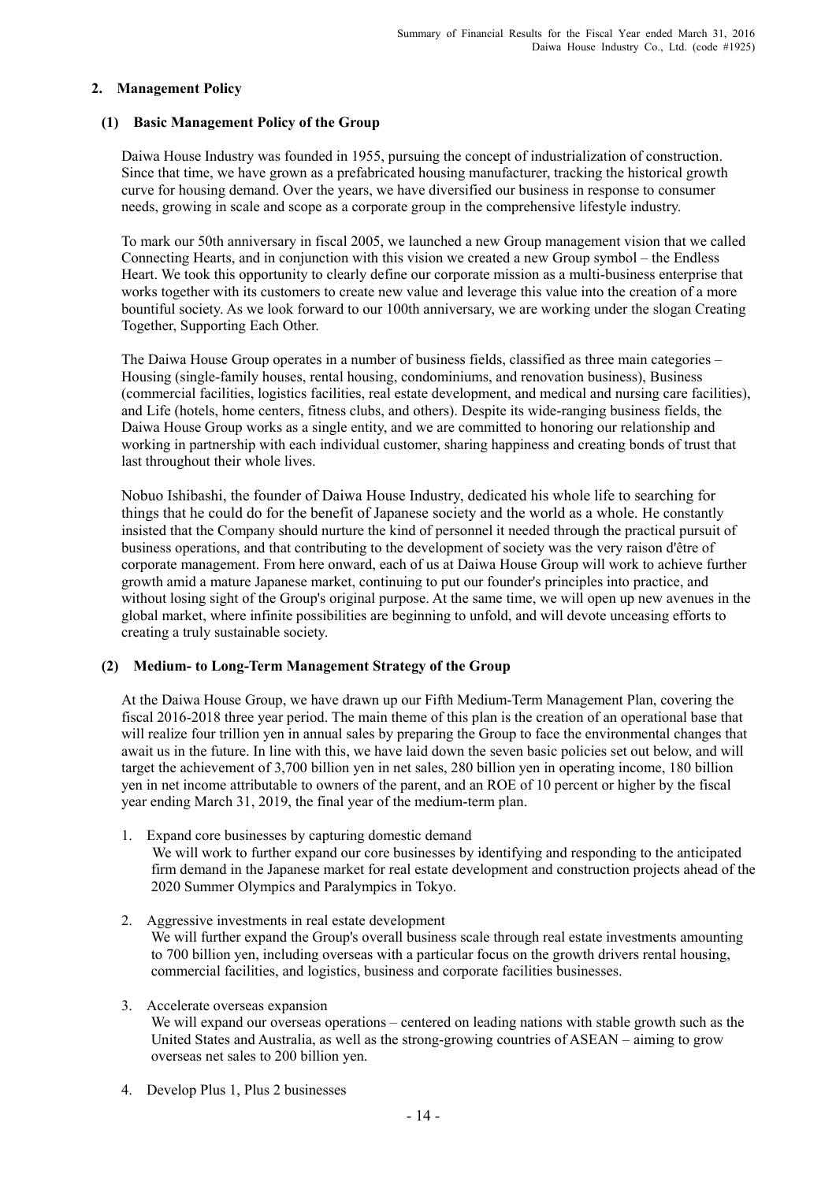## 2. Management Policy

### (1) Basic Management Policy of the Group

Daiwa House Industry was founded in 1955, pursuing the concept of industrialization of construction. Since that time, we have grown as a prefabricated housing manufacturer, tracking the historical growth curve for housing demand. Over the years, we have diversified our business in response to consumer needs, growing in scale and scope as a corporate group in the comprehensive lifestyle industry.

To mark our 50th anniversary in fiscal 2005, we launched a new Group management vision that we called Connecting Hearts, and in conjunction with this vision we created a new Group symbol – the Endless Heart. We took this opportunity to clearly define our corporate mission as a multi-business enterprise that works together with its customers to create new value and leverage this value into the creation of a more bountiful society. As we look forward to our 100th anniversary, we are working under the slogan Creating Together, Supporting Each Other.

The Daiwa House Group operates in a number of business fields, classified as three main categories – Housing (single-family houses, rental housing, condominiums, and renovation business), Business (commercial facilities, logistics facilities, real estate development, and medical and nursing care facilities), and Life (hotels, home centers, fitness clubs, and others). Despite its wide-ranging business fields, the Daiwa House Group works as a single entity, and we are committed to honoring our relationship and working in partnership with each individual customer, sharing happiness and creating bonds of trust that last throughout their whole lives.

Nobuo Ishibashi, the founder of Daiwa House Industry, dedicated his whole life to searching for things that he could do for the benefit of Japanese society and the world as a whole. He constantly insisted that the Company should nurture the kind of personnel it needed through the practical pursuit of business operations, and that contributing to the development of society was the very raison d'être of corporate management. From here onward, each of us at Daiwa House Group will work to achieve further growth amid a mature Japanese market, continuing to put our founder's principles into practice, and without losing sight of the Group's original purpose. At the same time, we will open up new avenues in the global market, where infinite possibilities are beginning to unfold, and will devote unceasing efforts to creating a truly sustainable society.

### (2) Medium- to Long-Term Management Strategy of the Group

At the Daiwa House Group, we have drawn up our Fifth Medium-Term Management Plan, covering the fiscal 2016-2018 three year period. The main theme of this plan is the creation of an operational base that will realize four trillion yen in annual sales by preparing the Group to face the environmental changes that await us in the future. In line with this, we have laid down the seven basic policies set out below, and will target the achievement of 3,700 billion yen in net sales, 280 billion yen in operating income, 180 billion yen in net income attributable to owners of the parent, and an ROE of 10 percent or higher by the fiscal year ending March 31, 2019, the final year of the medium-term plan.

1. Expand core businesses by capturing domestic demand
   We will work to further expand our core businesses by identifying and responding to the anticipated firm demand in the Japanese market for real estate development and construction projects ahead of the 2020 Summer Olympics and Paralympics in Tokyo.

2. Aggressive investments in real estate development
   We will further expand the Group's overall business scale through real estate investments amounting to 700 billion yen, including overseas with a particular focus on the growth drivers rental housing, commercial facilities, and logistics, business and corporate facilities businesses.

3. Accelerate overseas expansion
   We will expand our overseas operations – centered on leading nations with stable growth such as the United States and Australia, as well as the strong-growing countries of ASEAN – aiming to grow overseas net sales to 200 billion yen.

4. Develop Plus 1, Plus 2 businesses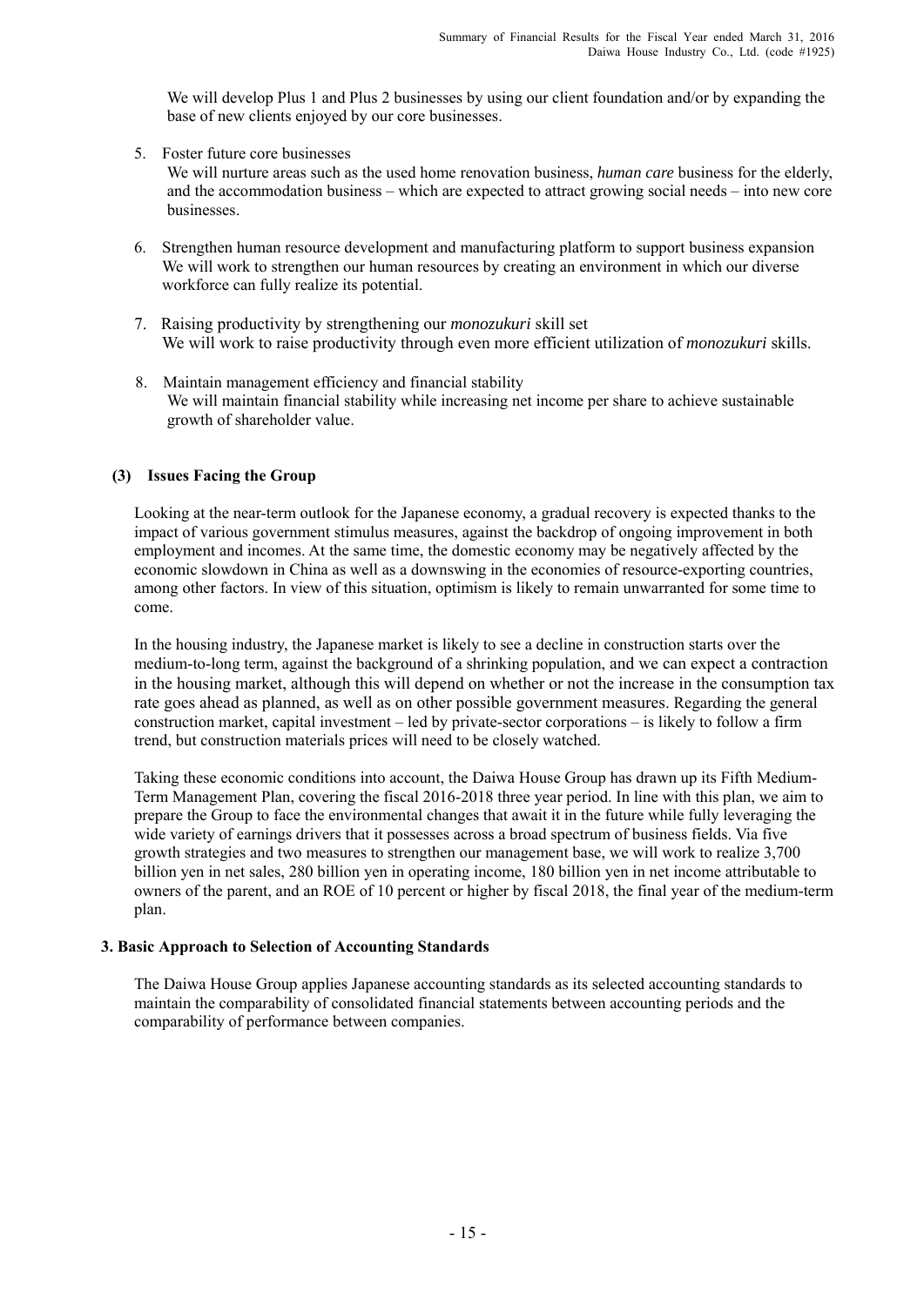We will develop Plus 1 and Plus 2 businesses by using our client foundation and/or by expanding the base of new clients enjoyed by our core businesses.

5. Foster future core businesses
   We will nurture areas such as the used home renovation business, *human care* business for the elderly, and the accommodation business – which are expected to attract growing social needs – into new core businesses.

6. Strengthen human resource development and manufacturing platform to support business expansion
   We will work to strengthen our human resources by creating an environment in which our diverse workforce can fully realize its potential.

7. Raising productivity by strengthening our *monozukuri* skill set
   We will work to raise productivity through even more efficient utilization of *monozukuri* skills.

8. Maintain management efficiency and financial stability
   We will maintain financial stability while increasing net income per share to achieve sustainable growth of shareholder value.

### (3) Issues Facing the Group

Looking at the near-term outlook for the Japanese economy, a gradual recovery is expected thanks to the impact of various government stimulus measures, against the backdrop of ongoing improvement in both employment and incomes. At the same time, the domestic economy may be negatively affected by the economic slowdown in China as well as a downswing in the economies of resource-exporting countries, among other factors. In view of this situation, optimism is likely to remain unwarranted for some time to come.

In the housing industry, the Japanese market is likely to see a decline in construction starts over the medium-to-long term, against the background of a shrinking population, and we can expect a contraction in the housing market, although this will depend on whether or not the increase in the consumption tax rate goes ahead as planned, as well as on other possible government measures. Regarding the general construction market, capital investment – led by private-sector corporations – is likely to follow a firm trend, but construction materials prices will need to be closely watched.

Taking these economic conditions into account, the Daiwa House Group has drawn up its Fifth Medium-Term Management Plan, covering the fiscal 2016-2018 three year period. In line with this plan, we aim to prepare the Group to face the environmental changes that await it in the future while fully leveraging the wide variety of earnings drivers that it possesses across a broad spectrum of business fields. Via five growth strategies and two measures to strengthen our management base, we will work to realize 3,700 billion yen in net sales, 280 billion yen in operating income, 180 billion yen in net income attributable to owners of the parent, and an ROE of 10 percent or higher by fiscal 2018, the final year of the medium-term plan.

## 3. Basic Approach to Selection of Accounting Standards

The Daiwa House Group applies Japanese accounting standards as its selected accounting standards to maintain the comparability of consolidated financial statements between accounting periods and the comparability of performance between companies.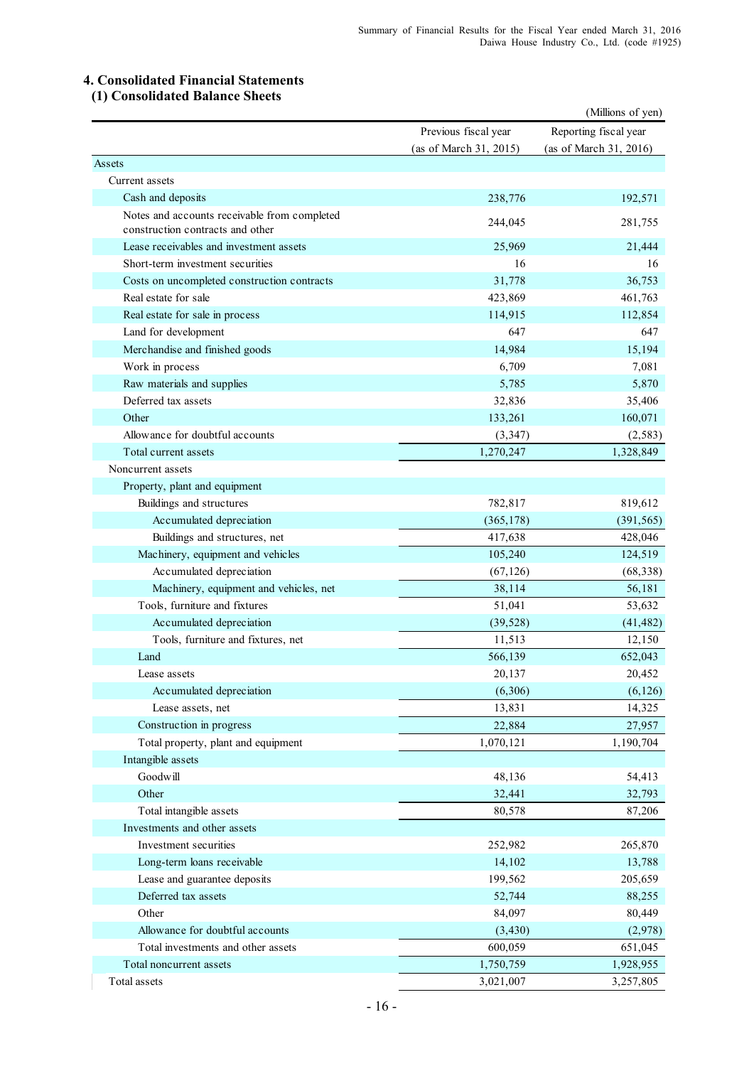## 4. Consolidated Financial Statements

### (1) Consolidated Balance Sheets

(Millions of yen)

| | Previous fiscal year (as of March 31, 2015) | Reporting fiscal year (as of March 31, 2016) |
|---|---|---|
| Assets | | |
| Current assets | | |
| Cash and deposits | 238,776 | 192,571 |
| Notes and accounts receivable from completed construction contracts and other | 244,045 | 281,755 |
| Lease receivables and investment assets | 25,969 | 21,444 |
| Short-term investment securities | 16 | 16 |
| Costs on uncompleted construction contracts | 31,778 | 36,753 |
| Real estate for sale | 423,869 | 461,763 |
| Real estate for sale in process | 114,915 | 112,854 |
| Land for development | 647 | 647 |
| Merchandise and finished goods | 14,984 | 15,194 |
| Work in process | 6,709 | 7,081 |
| Raw materials and supplies | 5,785 | 5,870 |
| Deferred tax assets | 32,836 | 35,406 |
| Other | 133,261 | 160,071 |
| Allowance for doubtful accounts | (3,347) | (2,583) |
| Total current assets | 1,270,247 | 1,328,849 |
| Noncurrent assets | | |
| Property, plant and equipment | | |
| Buildings and structures | 782,817 | 819,612 |
| Accumulated depreciation | (365,178) | (391,565) |
| Buildings and structures, net | 417,638 | 428,046 |
| Machinery, equipment and vehicles | 105,240 | 124,519 |
| Accumulated depreciation | (67,126) | (68,338) |
| Machinery, equipment and vehicles, net | 38,114 | 56,181 |
| Tools, furniture and fixtures | 51,041 | 53,632 |
| Accumulated depreciation | (39,528) | (41,482) |
| Tools, furniture and fixtures, net | 11,513 | 12,150 |
| Land | 566,139 | 652,043 |
| Lease assets | 20,137 | 20,452 |
| Accumulated depreciation | (6,306) | (6,126) |
| Lease assets, net | 13,831 | 14,325 |
| Construction in progress | 22,884 | 27,957 |
| Total property, plant and equipment | 1,070,121 | 1,190,704 |
| Intangible assets | | |
| Goodwill | 48,136 | 54,413 |
| Other | 32,441 | 32,793 |
| Total intangible assets | 80,578 | 87,206 |
| Investments and other assets | | |
| Investment securities | 252,982 | 265,870 |
| Long-term loans receivable | 14,102 | 13,788 |
| Lease and guarantee deposits | 199,562 | 205,659 |
| Deferred tax assets | 52,744 | 88,255 |
| Other | 84,097 | 80,449 |
| Allowance for doubtful accounts | (3,430) | (2,978) |
| Total investments and other assets | 600,059 | 651,045 |
| Total noncurrent assets | 1,750,759 | 1,928,955 |
| Total assets | 3,021,007 | 3,257,805 |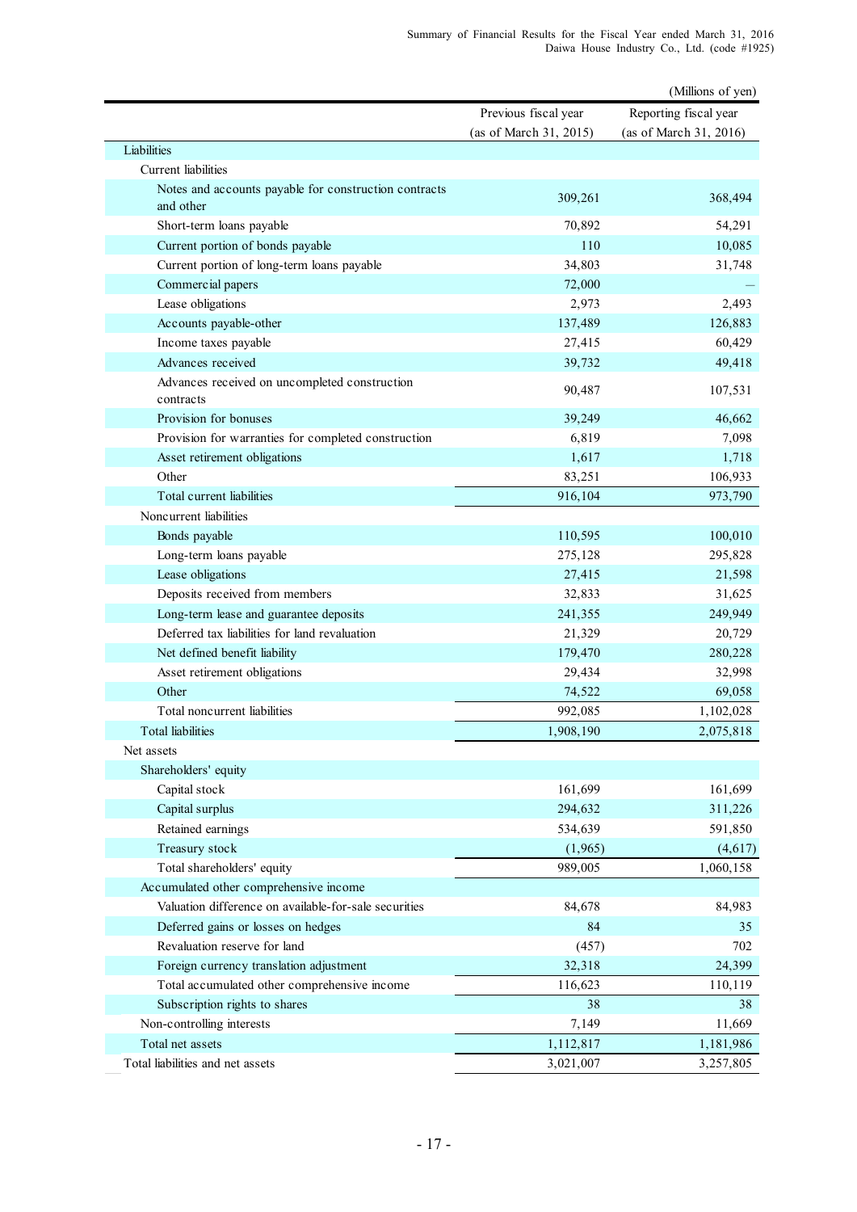(Millions of yen)

| | Previous fiscal year (as of March 31, 2015) | Reporting fiscal year (as of March 31, 2016) |
|---|---|---|
| Liabilities | | |
| Current liabilities | | |
| Notes and accounts payable for construction contracts and other | 309,261 | 368,494 |
| Short-term loans payable | 70,892 | 54,291 |
| Current portion of bonds payable | 110 | 10,085 |
| Current portion of long-term loans payable | 34,803 | 31,748 |
| Commercial papers | 72,000 | — |
| Lease obligations | 2,973 | 2,493 |
| Accounts payable-other | 137,489 | 126,883 |
| Income taxes payable | 27,415 | 60,429 |
| Advances received | 39,732 | 49,418 |
| Advances received on uncompleted construction contracts | 90,487 | 107,531 |
| Provision for bonuses | 39,249 | 46,662 |
| Provision for warranties for completed construction | 6,819 | 7,098 |
| Asset retirement obligations | 1,617 | 1,718 |
| Other | 83,251 | 106,933 |
| Total current liabilities | 916,104 | 973,790 |
| Noncurrent liabilities | | |
| Bonds payable | 110,595 | 100,010 |
| Long-term loans payable | 275,128 | 295,828 |
| Lease obligations | 27,415 | 21,598 |
| Deposits received from members | 32,833 | 31,625 |
| Long-term lease and guarantee deposits | 241,355 | 249,949 |
| Deferred tax liabilities for land revaluation | 21,329 | 20,729 |
| Net defined benefit liability | 179,470 | 280,228 |
| Asset retirement obligations | 29,434 | 32,998 |
| Other | 74,522 | 69,058 |
| Total noncurrent liabilities | 992,085 | 1,102,028 |
| Total liabilities | 1,908,190 | 2,075,818 |
| Net assets | | |
| Shareholders' equity | | |
| Capital stock | 161,699 | 161,699 |
| Capital surplus | 294,632 | 311,226 |
| Retained earnings | 534,639 | 591,850 |
| Treasury stock | (1,965) | (4,617) |
| Total shareholders' equity | 989,005 | 1,060,158 |
| Accumulated other comprehensive income | | |
| Valuation difference on available-for-sale securities | 84,678 | 84,983 |
| Deferred gains or losses on hedges | 84 | 35 |
| Revaluation reserve for land | (457) | 702 |
| Foreign currency translation adjustment | 32,318 | 24,399 |
| Total accumulated other comprehensive income | 116,623 | 110,119 |
| Subscription rights to shares | 38 | 38 |
| Non-controlling interests | 7,149 | 11,669 |
| Total net assets | 1,112,817 | 1,181,986 |
| Total liabilities and net assets | 3,021,007 | 3,257,805 |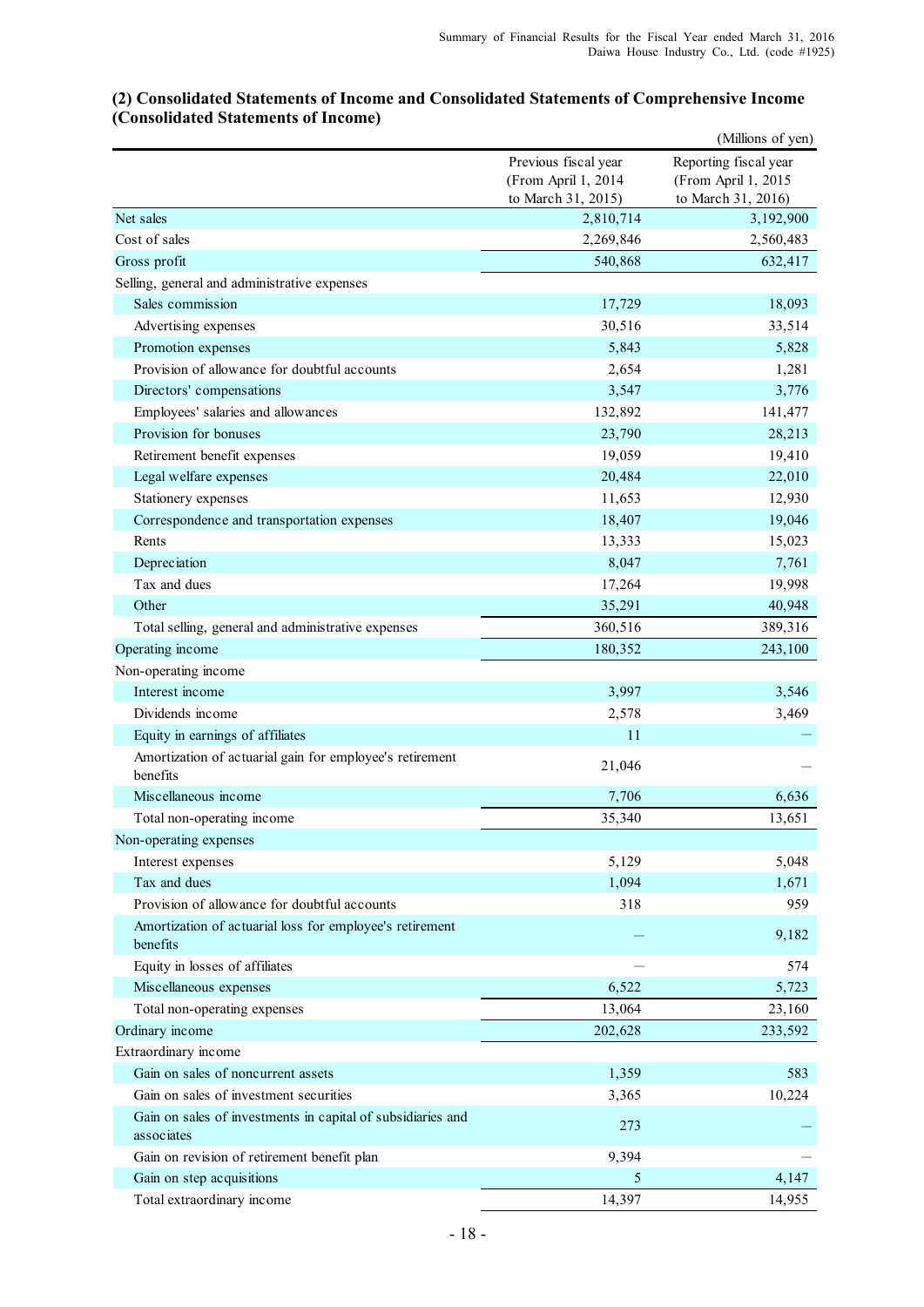### (2) Consolidated Statements of Income and Consolidated Statements of Comprehensive Income (Consolidated Statements of Income)

(Millions of yen)

| | Previous fiscal year (From April 1, 2014 to March 31, 2015) | Reporting fiscal year (From April 1, 2015 to March 31, 2016) |
|---|---|---|
| Net sales | 2,810,714 | 3,192,900 |
| Cost of sales | 2,269,846 | 2,560,483 |
| Gross profit | 540,868 | 632,417 |
| Selling, general and administrative expenses | | |
| Sales commission | 17,729 | 18,093 |
| Advertising expenses | 30,516 | 33,514 |
| Promotion expenses | 5,843 | 5,828 |
| Provision of allowance for doubtful accounts | 2,654 | 1,281 |
| Directors' compensations | 3,547 | 3,776 |
| Employees' salaries and allowances | 132,892 | 141,477 |
| Provision for bonuses | 23,790 | 28,213 |
| Retirement benefit expenses | 19,059 | 19,410 |
| Legal welfare expenses | 20,484 | 22,010 |
| Stationery expenses | 11,653 | 12,930 |
| Correspondence and transportation expenses | 18,407 | 19,046 |
| Rents | 13,333 | 15,023 |
| Depreciation | 8,047 | 7,761 |
| Tax and dues | 17,264 | 19,998 |
| Other | 35,291 | 40,948 |
| Total selling, general and administrative expenses | 360,516 | 389,316 |
| Operating income | 180,352 | 243,100 |
| Non-operating income | | |
| Interest income | 3,997 | 3,546 |
| Dividends income | 2,578 | 3,469 |
| Equity in earnings of affiliates | 11 | — |
| Amortization of actuarial gain for employee's retirement benefits | 21,046 | — |
| Miscellaneous income | 7,706 | 6,636 |
| Total non-operating income | 35,340 | 13,651 |
| Non-operating expenses | | |
| Interest expenses | 5,129 | 5,048 |
| Tax and dues | 1,094 | 1,671 |
| Provision of allowance for doubtful accounts | 318 | 959 |
| Amortization of actuarial loss for employee's retirement benefits | — | 9,182 |
| Equity in losses of affiliates | — | 574 |
| Miscellaneous expenses | 6,522 | 5,723 |
| Total non-operating expenses | 13,064 | 23,160 |
| Ordinary income | 202,628 | 233,592 |
| Extraordinary income | | |
| Gain on sales of noncurrent assets | 1,359 | 583 |
| Gain on sales of investment securities | 3,365 | 10,224 |
| Gain on sales of investments in capital of subsidiaries and associates | 273 | — |
| Gain on revision of retirement benefit plan | 9,394 | — |
| Gain on step acquisitions | 5 | 4,147 |
| Total extraordinary income | 14,397 | 14,955 |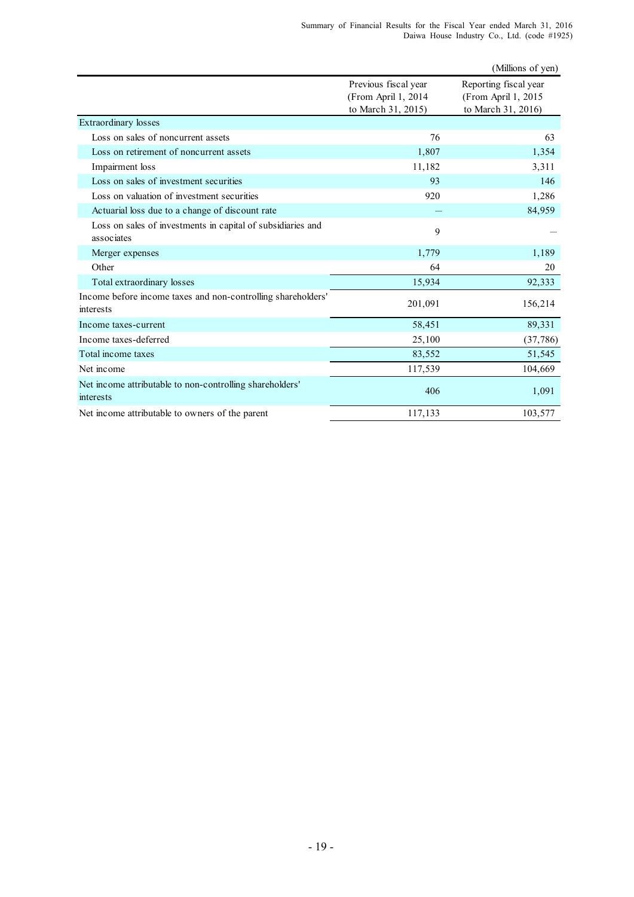(Millions of yen)

| | Previous fiscal year (From April 1, 2014 to March 31, 2015) | Reporting fiscal year (From April 1, 2015 to March 31, 2016) |
|---|---|---|
| Extraordinary losses | | |
| Loss on sales of noncurrent assets | 76 | 63 |
| Loss on retirement of noncurrent assets | 1,807 | 1,354 |
| Impairment loss | 11,182 | 3,311 |
| Loss on sales of investment securities | 93 | 146 |
| Loss on valuation of investment securities | 920 | 1,286 |
| Actuarial loss due to a change of discount rate | ― | 84,959 |
| Loss on sales of investments in capital of subsidiaries and associates | 9 | ― |
| Merger expenses | 1,779 | 1,189 |
| Other | 64 | 20 |
| Total extraordinary losses | 15,934 | 92,333 |
| Income before income taxes and non-controlling shareholders' interests | 201,091 | 156,214 |
| Income taxes-current | 58,451 | 89,331 |
| Income taxes-deferred | 25,100 | (37,786) |
| Total income taxes | 83,552 | 51,545 |
| Net income | 117,539 | 104,669 |
| Net income attributable to non-controlling shareholders' interests | 406 | 1,091 |
| Net income attributable to owners of the parent | 117,133 | 103,577 |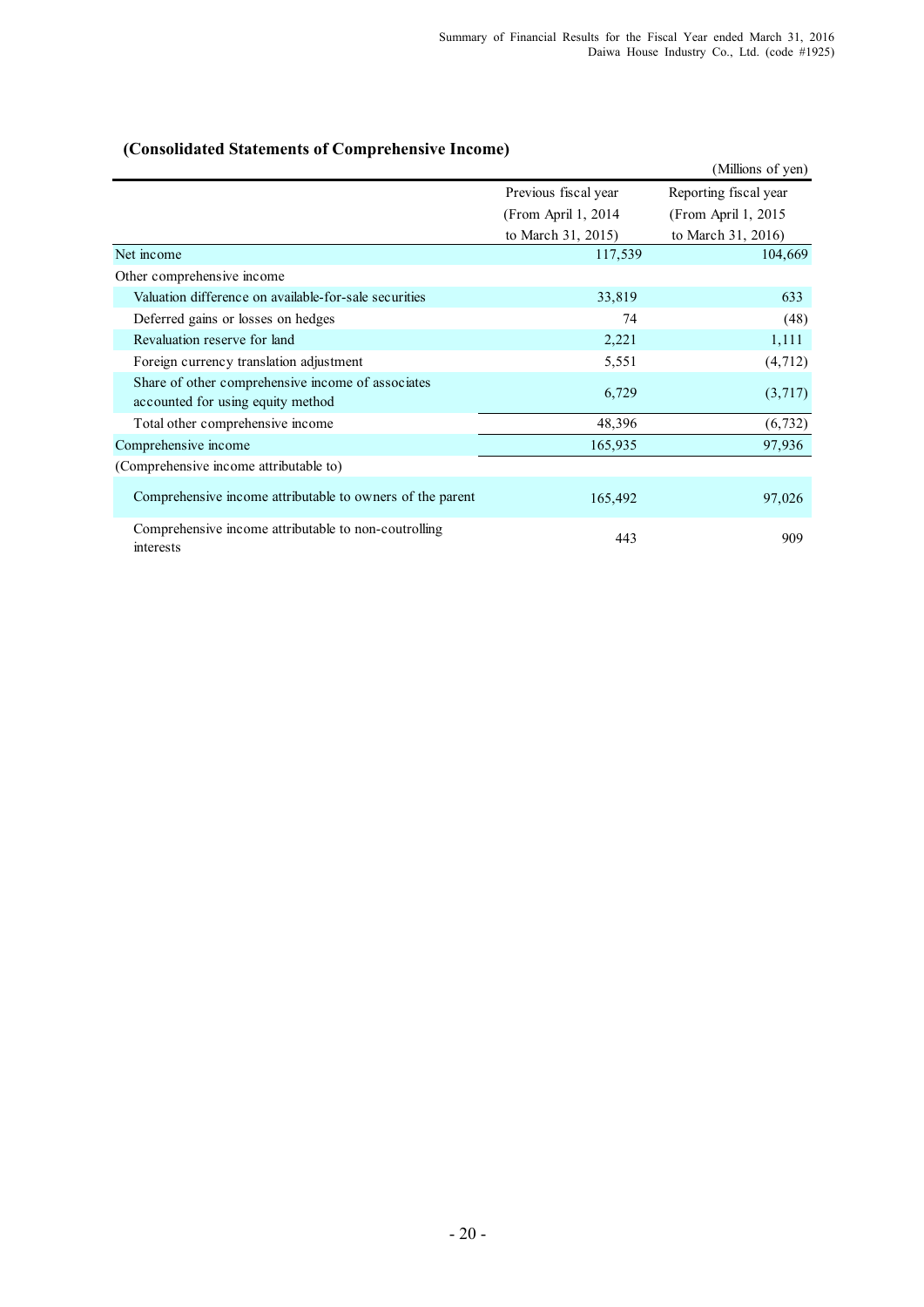## (Consolidated Statements of Comprehensive Income)

(Millions of yen)

| | Previous fiscal year (From April 1, 2014 to March 31, 2015) | Reporting fiscal year (From April 1, 2015 to March 31, 2016) |
|---|---|---|
| Net income | 117,539 | 104,669 |
| Other comprehensive income | | |
| Valuation difference on available-for-sale securities | 33,819 | 633 |
| Deferred gains or losses on hedges | 74 | (48) |
| Revaluation reserve for land | 2,221 | 1,111 |
| Foreign currency translation adjustment | 5,551 | (4,712) |
| Share of other comprehensive income of associates accounted for using equity method | 6,729 | (3,717) |
| Total other comprehensive income | 48,396 | (6,732) |
| Comprehensive income | 165,935 | 97,936 |
| (Comprehensive income attributable to) | | |
| Comprehensive income attributable to owners of the parent | 165,492 | 97,026 |
| Comprehensive income attributable to non-coutrolling interests | 443 | 909 |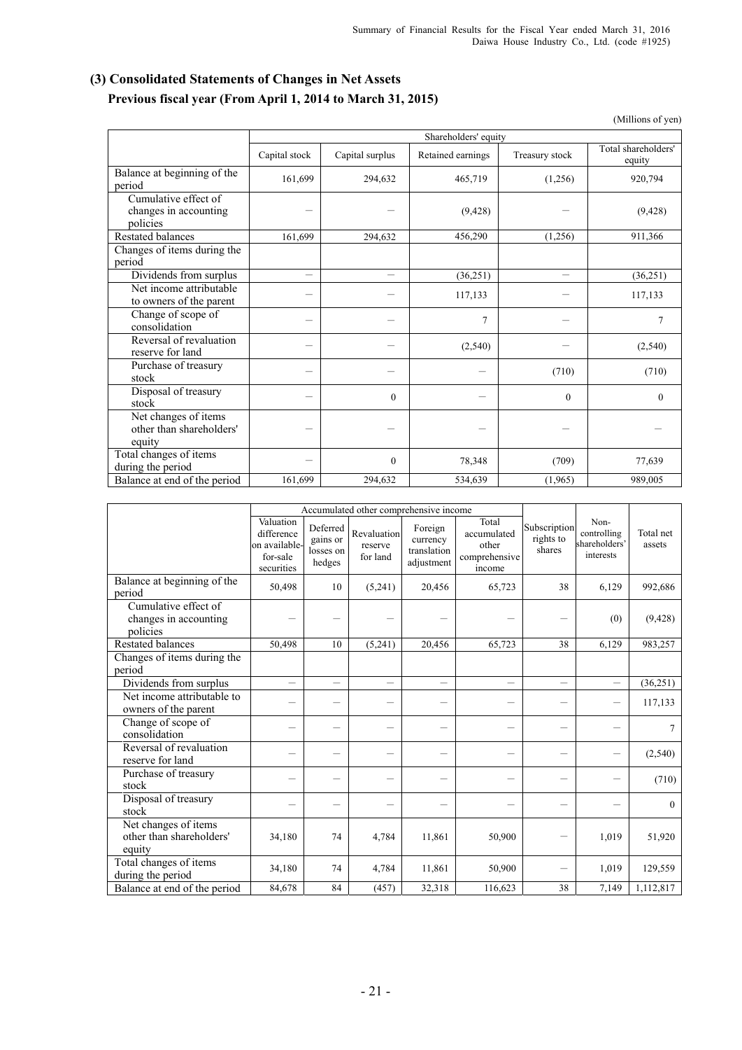## (3) Consolidated Statements of Changes in Net Assets

### Previous fiscal year (From April 1, 2014 to March 31, 2015)

(Millions of yen)

| | Shareholders' equity | | | | |
|---|---|---|---|---|---|
| | Capital stock | Capital surplus | Retained earnings | Treasury stock | Total shareholders' equity |
| Balance at beginning of the period | 161,699 | 294,632 | 465,719 | (1,256) | 920,794 |
| Cumulative effect of changes in accounting policies | – | – | (9,428) | – | (9,428) |
| Restated balances | 161,699 | 294,632 | 456,290 | (1,256) | 911,366 |
| Changes of items during the period | | | | | |
| Dividends from surplus | – | – | (36,251) | – | (36,251) |
| Net income attributable to owners of the parent | – | – | 117,133 | – | 117,133 |
| Change of scope of consolidation | – | – | 7 | – | 7 |
| Reversal of revaluation reserve for land | – | – | (2,540) | – | (2,540) |
| Purchase of treasury stock | – | – | – | (710) | (710) |
| Disposal of treasury stock | – | 0 | – | 0 | 0 |
| Net changes of items other than shareholders' equity | – | – | – | – | – |
| Total changes of items during the period | – | 0 | 78,348 | (709) | 77,639 |
| Balance at end of the period | 161,699 | 294,632 | 534,639 | (1,965) | 989,005 |

| | Accumulated other comprehensive income | | | | | Subscription rights to shares | Non-controlling shareholders' interests | Total net assets |
|---|---|---|---|---|---|---|---|---|
| | Valuation difference on available-for-sale securities | Deferred gains or losses on hedges | Revaluation reserve for land | Foreign currency translation adjustment | Total accumulated other comprehensive income | | | |
| Balance at beginning of the period | 50,498 | 10 | (5,241) | 20,456 | 65,723 | 38 | 6,129 | 992,686 |
| Cumulative effect of changes in accounting policies | – | – | – | – | – | – | (0) | (9,428) |
| Restated balances | 50,498 | 10 | (5,241) | 20,456 | 65,723 | 38 | 6,129 | 983,257 |
| Changes of items during the period | | | | | | | | |
| Dividends from surplus | – | – | – | – | – | – | – | (36,251) |
| Net income attributable to owners of the parent | – | – | – | – | – | – | – | 117,133 |
| Change of scope of consolidation | – | – | – | – | – | – | – | 7 |
| Reversal of revaluation reserve for land | – | – | – | – | – | – | – | (2,540) |
| Purchase of treasury stock | – | – | – | – | – | – | – | (710) |
| Disposal of treasury stock | – | – | – | – | – | – | – | 0 |
| Net changes of items other than shareholders' equity | 34,180 | 74 | 4,784 | 11,861 | 50,900 | – | 1,019 | 51,920 |
| Total changes of items during the period | 34,180 | 74 | 4,784 | 11,861 | 50,900 | – | 1,019 | 129,559 |
| Balance at end of the period | 84,678 | 84 | (457) | 32,318 | 116,623 | 38 | 7,149 | 1,112,817 |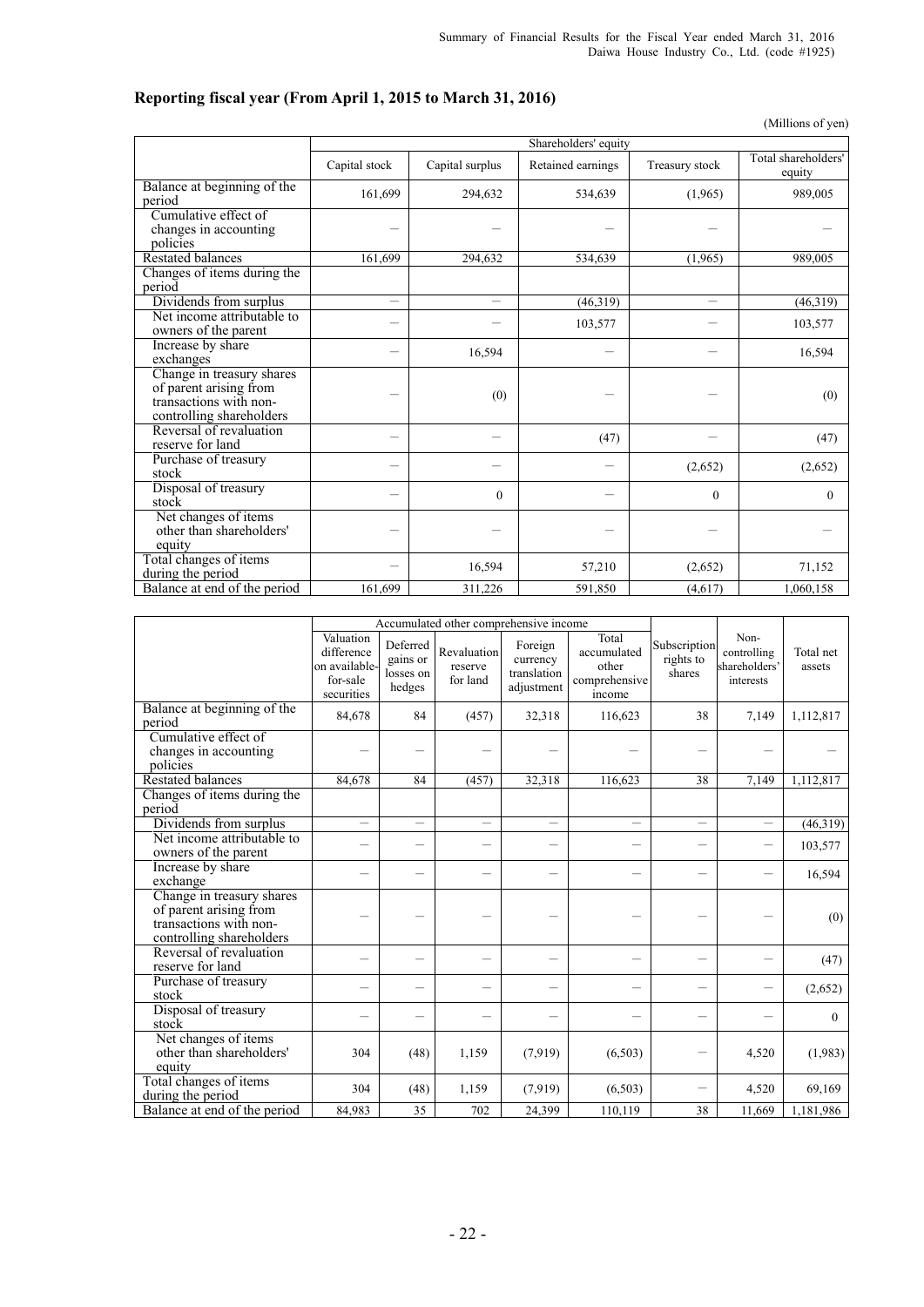## Reporting fiscal year (From April 1, 2015 to March 31, 2016)

(Millions of yen)

| | Shareholders' equity | | | | |
|---|---|---|---|---|---|
| | Capital stock | Capital surplus | Retained earnings | Treasury stock | Total shareholders' equity |
| Balance at beginning of the period | 161,699 | 294,632 | 534,639 | (1,965) | 989,005 |
| Cumulative effect of changes in accounting policies | － | － | － | － | － |
| Restated balances | 161,699 | 294,632 | 534,639 | (1,965) | 989,005 |
| Changes of items during the period | | | | | |
| Dividends from surplus | － | － | (46,319) | － | (46,319) |
| Net income attributable to owners of the parent | － | － | 103,577 | － | 103,577 |
| Increase by share exchanges | － | 16,594 | － | － | 16,594 |
| Change in treasury shares of parent arising from transactions with non-controlling shareholders | － | (0) | － | － | (0) |
| Reversal of revaluation reserve for land | － | － | (47) | － | (47) |
| Purchase of treasury stock | － | － | － | (2,652) | (2,652) |
| Disposal of treasury stock | － | 0 | － | 0 | 0 |
| Net changes of items other than shareholders' equity | － | － | － | － | － |
| Total changes of items during the period | － | 16,594 | 57,210 | (2,652) | 71,152 |
| Balance at end of the period | 161,699 | 311,226 | 591,850 | (4,617) | 1,060,158 |

| | Accumulated other comprehensive income | | | | | Subscription rights to shares | Non-controlling shareholders' interests | Total net assets |
|---|---|---|---|---|---|---|---|---|
| | Valuation difference on available-for-sale securities | Deferred gains or losses on hedges | Revaluation reserve for land | Foreign currency translation adjustment | Total accumulated other comprehensive income | | | |
| Balance at beginning of the period | 84,678 | 84 | (457) | 32,318 | 116,623 | 38 | 7,149 | 1,112,817 |
| Cumulative effect of changes in accounting policies | － | － | － | － | － | － | － | － |
| Restated balances | 84,678 | 84 | (457) | 32,318 | 116,623 | 38 | 7,149 | 1,112,817 |
| Changes of items during the period | | | | | | | | |
| Dividends from surplus | － | － | － | － | － | － | － | (46,319) |
| Net income attributable to owners of the parent | － | － | － | － | － | － | － | 103,577 |
| Increase by share exchange | － | － | － | － | － | － | － | 16,594 |
| Change in treasury shares of parent arising from transactions with non-controlling shareholders | － | － | － | － | － | － | － | (0) |
| Reversal of revaluation reserve for land | － | － | － | － | － | － | － | (47) |
| Purchase of treasury stock | － | － | － | － | － | － | － | (2,652) |
| Disposal of treasury stock | － | － | － | － | － | － | － | 0 |
| Net changes of items other than shareholders' equity | 304 | (48) | 1,159 | (7,919) | (6,503) | － | 4,520 | (1,983) |
| Total changes of items during the period | 304 | (48) | 1,159 | (7,919) | (6,503) | － | 4,520 | 69,169 |
| Balance at end of the period | 84,983 | 35 | 702 | 24,399 | 110,119 | 38 | 11,669 | 1,181,986 |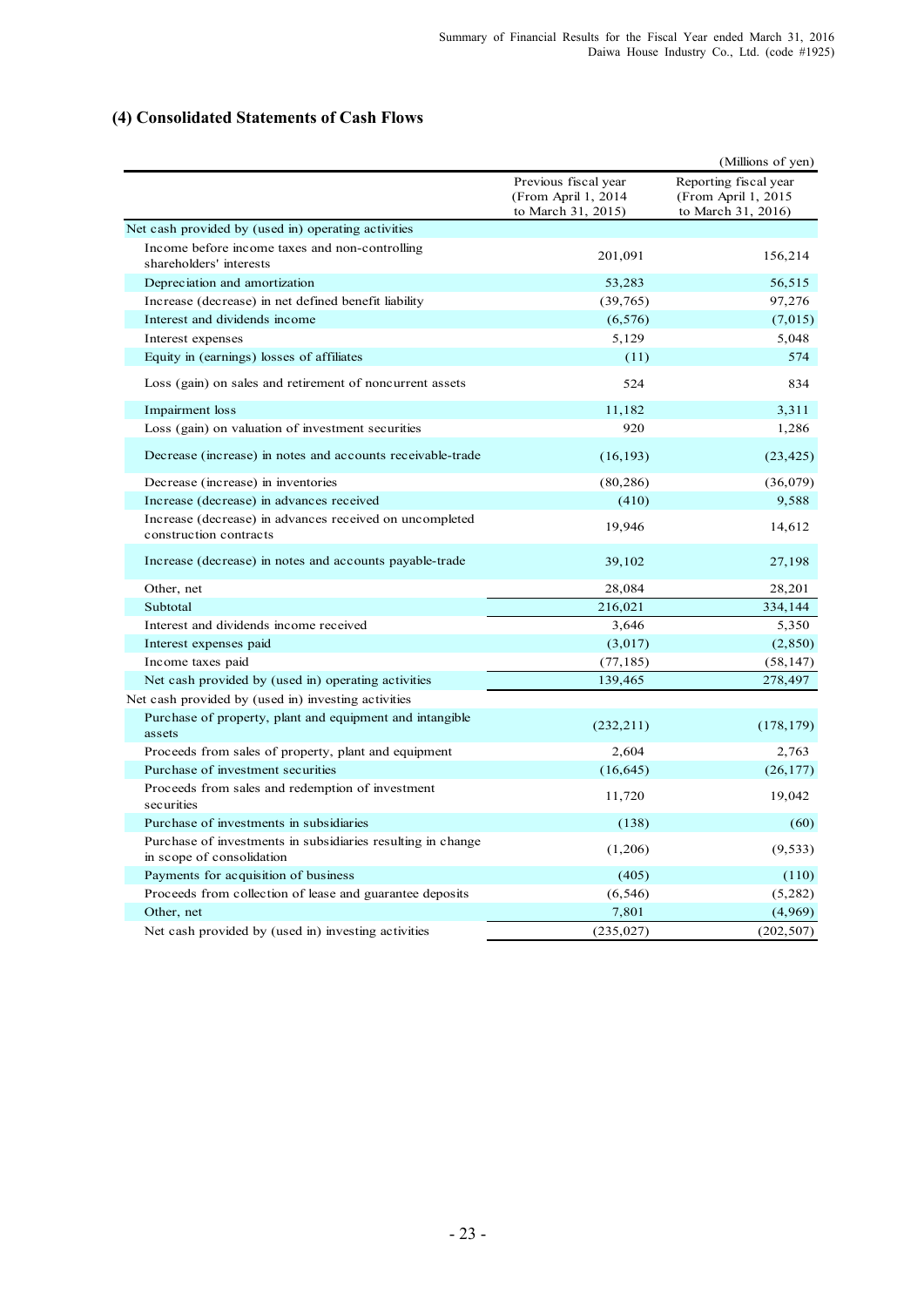## (4) Consolidated Statements of Cash Flows

(Millions of yen)

| | Previous fiscal year (From April 1, 2014 to March 31, 2015) | Reporting fiscal year (From April 1, 2015 to March 31, 2016) |
|---|---|---|
| Net cash provided by (used in) operating activities | | |
| Income before income taxes and non-controlling shareholders' interests | 201,091 | 156,214 |
| Depreciation and amortization | 53,283 | 56,515 |
| Increase (decrease) in net defined benefit liability | (39,765) | 97,276 |
| Interest and dividends income | (6,576) | (7,015) |
| Interest expenses | 5,129 | 5,048 |
| Equity in (earnings) losses of affiliates | (11) | 574 |
| Loss (gain) on sales and retirement of noncurrent assets | 524 | 834 |
| Impairment loss | 11,182 | 3,311 |
| Loss (gain) on valuation of investment securities | 920 | 1,286 |
| Decrease (increase) in notes and accounts receivable-trade | (16,193) | (23,425) |
| Decrease (increase) in inventories | (80,286) | (36,079) |
| Increase (decrease) in advances received | (410) | 9,588 |
| Increase (decrease) in advances received on uncompleted construction contracts | 19,946 | 14,612 |
| Increase (decrease) in notes and accounts payable-trade | 39,102 | 27,198 |
| Other, net | 28,084 | 28,201 |
| Subtotal | 216,021 | 334,144 |
| Interest and dividends income received | 3,646 | 5,350 |
| Interest expenses paid | (3,017) | (2,850) |
| Income taxes paid | (77,185) | (58,147) |
| Net cash provided by (used in) operating activities | 139,465 | 278,497 |
| Net cash provided by (used in) investing activities | | |
| Purchase of property, plant and equipment and intangible assets | (232,211) | (178,179) |
| Proceeds from sales of property, plant and equipment | 2,604 | 2,763 |
| Purchase of investment securities | (16,645) | (26,177) |
| Proceeds from sales and redemption of investment securities | 11,720 | 19,042 |
| Purchase of investments in subsidiaries | (138) | (60) |
| Purchase of investments in subsidiaries resulting in change in scope of consolidation | (1,206) | (9,533) |
| Payments for acquisition of business | (405) | (110) |
| Proceeds from collection of lease and guarantee deposits | (6,546) | (5,282) |
| Other, net | 7,801 | (4,969) |
| Net cash provided by (used in) investing activities | (235,027) | (202,507) |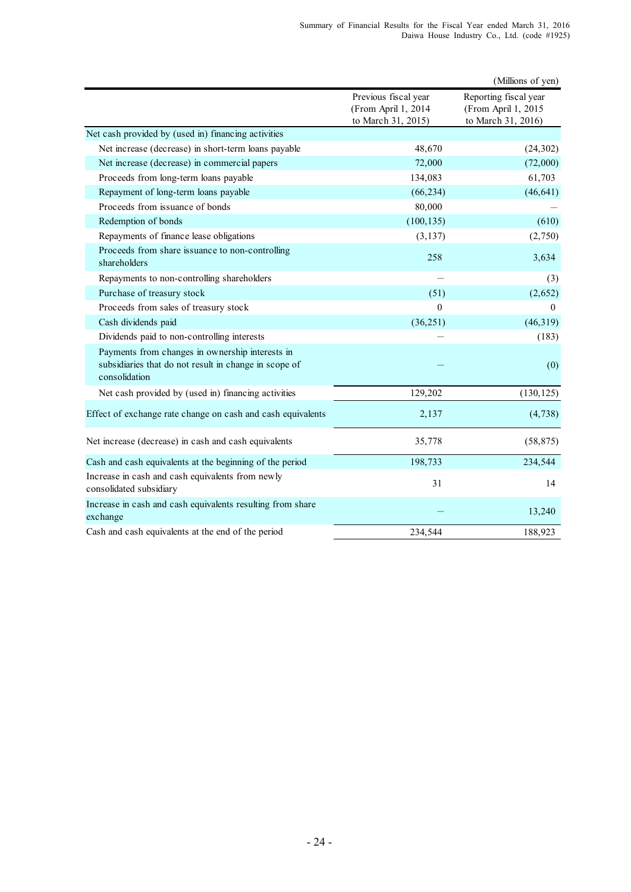(Millions of yen)

| | Previous fiscal year (From April 1, 2014 to March 31, 2015) | Reporting fiscal year (From April 1, 2015 to March 31, 2016) |
|---|---|---|
| Net cash provided by (used in) financing activities | | |
| Net increase (decrease) in short-term loans payable | 48,670 | (24,302) |
| Net increase (decrease) in commercial papers | 72,000 | (72,000) |
| Proceeds from long-term loans payable | 134,083 | 61,703 |
| Repayment of long-term loans payable | (66,234) | (46,641) |
| Proceeds from issuance of bonds | 80,000 | — |
| Redemption of bonds | (100,135) | (610) |
| Repayments of finance lease obligations | (3,137) | (2,750) |
| Proceeds from share issuance to non-controlling shareholders | 258 | 3,634 |
| Repayments to non-controlling shareholders | — | (3) |
| Purchase of treasury stock | (51) | (2,652) |
| Proceeds from sales of treasury stock | 0 | 0 |
| Cash dividends paid | (36,251) | (46,319) |
| Dividends paid to non-controlling interests | — | (183) |
| Payments from changes in ownership interests in subsidiaries that do not result in change in scope of consolidation | — | (0) |
| Net cash provided by (used in) financing activities | 129,202 | (130,125) |
| Effect of exchange rate change on cash and cash equivalents | 2,137 | (4,738) |
| Net increase (decrease) in cash and cash equivalents | 35,778 | (58,875) |
| Cash and cash equivalents at the beginning of the period | 198,733 | 234,544 |
| Increase in cash and cash equivalents from newly consolidated subsidiary | 31 | 14 |
| Increase in cash and cash equivalents resulting from share exchange | — | 13,240 |
| Cash and cash equivalents at the end of the period | 234,544 | 188,923 |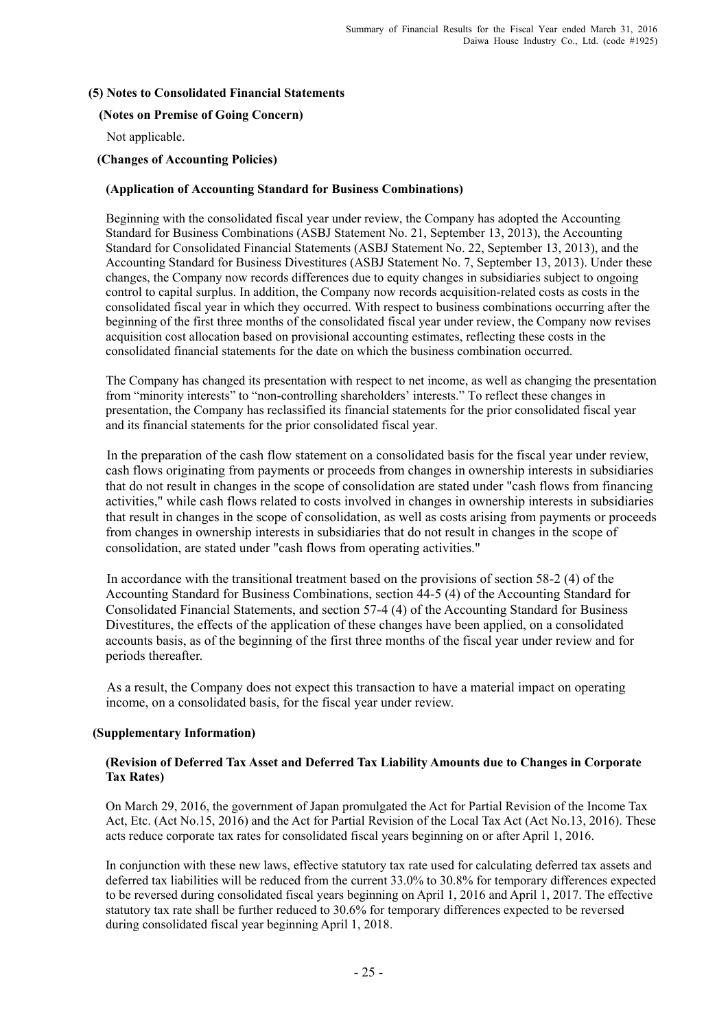## (5) Notes to Consolidated Financial Statements

### (Notes on Premise of Going Concern)

Not applicable.

### (Changes of Accounting Policies)

#### (Application of Accounting Standard for Business Combinations)

Beginning with the consolidated fiscal year under review, the Company has adopted the Accounting Standard for Business Combinations (ASBJ Statement No. 21, September 13, 2013), the Accounting Standard for Consolidated Financial Statements (ASBJ Statement No. 22, September 13, 2013), and the Accounting Standard for Business Divestitures (ASBJ Statement No. 7, September 13, 2013). Under these changes, the Company now records differences due to equity changes in subsidiaries subject to ongoing control to capital surplus. In addition, the Company now records acquisition-related costs as costs in the consolidated fiscal year in which they occurred. With respect to business combinations occurring after the beginning of the first three months of the consolidated fiscal year under review, the Company now revises acquisition cost allocation based on provisional accounting estimates, reflecting these costs in the consolidated financial statements for the date on which the business combination occurred.

The Company has changed its presentation with respect to net income, as well as changing the presentation from "minority interests" to "non-controlling shareholders' interests." To reflect these changes in presentation, the Company has reclassified its financial statements for the prior consolidated fiscal year and its financial statements for the prior consolidated fiscal year.

In the preparation of the cash flow statement on a consolidated basis for the fiscal year under review, cash flows originating from payments or proceeds from changes in ownership interests in subsidiaries that do not result in changes in the scope of consolidation are stated under "cash flows from financing activities," while cash flows related to costs involved in changes in ownership interests in subsidiaries that result in changes in the scope of consolidation, as well as costs arising from payments or proceeds from changes in ownership interests in subsidiaries that do not result in changes in the scope of consolidation, are stated under "cash flows from operating activities."

In accordance with the transitional treatment based on the provisions of section 58-2 (4) of the Accounting Standard for Business Combinations, section 44-5 (4) of the Accounting Standard for Consolidated Financial Statements, and section 57-4 (4) of the Accounting Standard for Business Divestitures, the effects of the application of these changes have been applied, on a consolidated accounts basis, as of the beginning of the first three months of the fiscal year under review and for periods thereafter.

As a result, the Company does not expect this transaction to have a material impact on operating income, on a consolidated basis, for the fiscal year under review.

### (Supplementary Information)

#### (Revision of Deferred Tax Asset and Deferred Tax Liability Amounts due to Changes in Corporate Tax Rates)

On March 29, 2016, the government of Japan promulgated the Act for Partial Revision of the Income Tax Act, Etc. (Act No.15, 2016) and the Act for Partial Revision of the Local Tax Act (Act No.13, 2016). These acts reduce corporate tax rates for consolidated fiscal years beginning on or after April 1, 2016.

In conjunction with these new laws, effective statutory tax rate used for calculating deferred tax assets and deferred tax liabilities will be reduced from the current 33.0% to 30.8% for temporary differences expected to be reversed during consolidated fiscal years beginning on April 1, 2016 and April 1, 2017. The effective statutory tax rate shall be further reduced to 30.6% for temporary differences expected to be reversed during consolidated fiscal year beginning April 1, 2018.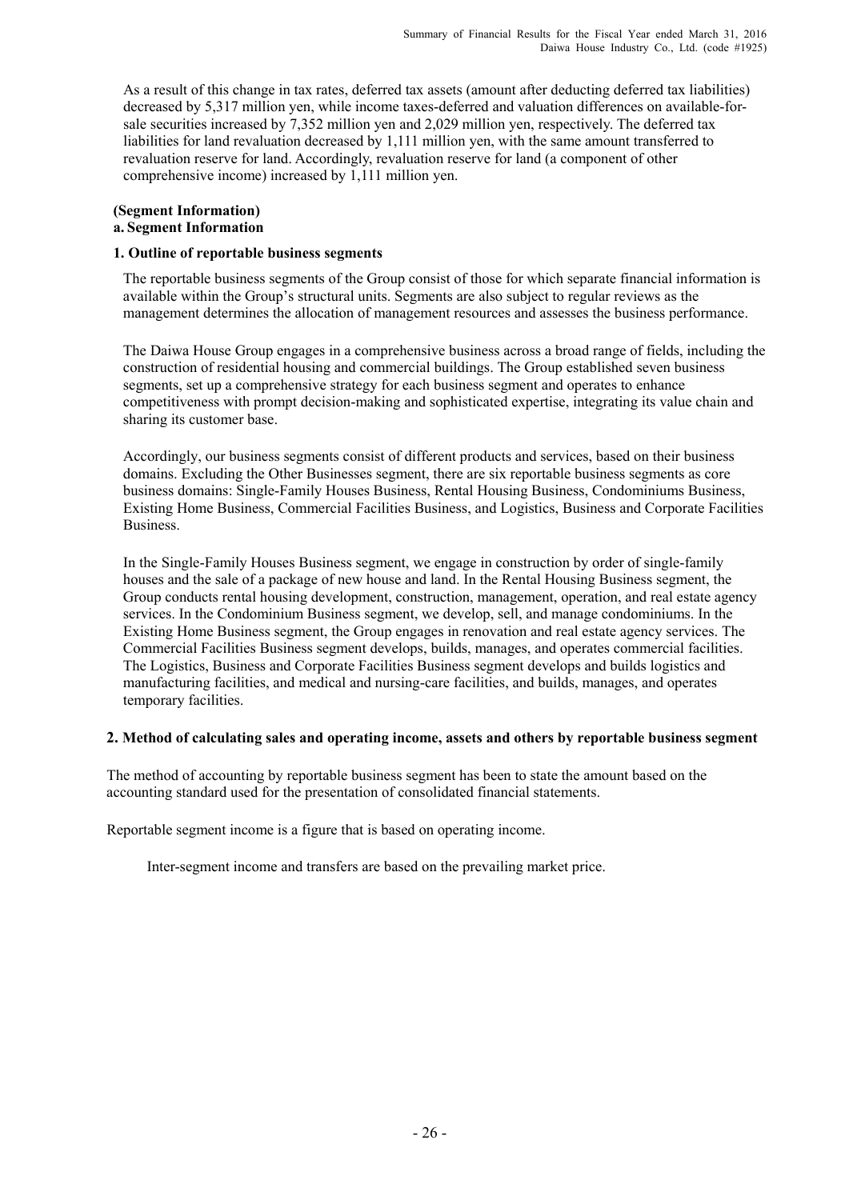As a result of this change in tax rates, deferred tax assets (amount after deducting deferred tax liabilities) decreased by 5,317 million yen, while income taxes-deferred and valuation differences on available-for-sale securities increased by 7,352 million yen and 2,029 million yen, respectively. The deferred tax liabilities for land revaluation decreased by 1,111 million yen, with the same amount transferred to revaluation reserve for land. Accordingly, revaluation reserve for land (a component of other comprehensive income) increased by 1,111 million yen.

**(Segment Information)**
**a. Segment Information**

**1. Outline of reportable business segments**

The reportable business segments of the Group consist of those for which separate financial information is available within the Group's structural units. Segments are also subject to regular reviews as the management determines the allocation of management resources and assesses the business performance.

The Daiwa House Group engages in a comprehensive business across a broad range of fields, including the construction of residential housing and commercial buildings. The Group established seven business segments, set up a comprehensive strategy for each business segment and operates to enhance competitiveness with prompt decision-making and sophisticated expertise, integrating its value chain and sharing its customer base.

Accordingly, our business segments consist of different products and services, based on their business domains. Excluding the Other Businesses segment, there are six reportable business segments as core business domains: Single-Family Houses Business, Rental Housing Business, Condominiums Business, Existing Home Business, Commercial Facilities Business, and Logistics, Business and Corporate Facilities Business.

In the Single-Family Houses Business segment, we engage in construction by order of single-family houses and the sale of a package of new house and land. In the Rental Housing Business segment, the Group conducts rental housing development, construction, management, operation, and real estate agency services. In the Condominium Business segment, we develop, sell, and manage condominiums. In the Existing Home Business segment, the Group engages in renovation and real estate agency services. The Commercial Facilities Business segment develops, builds, manages, and operates commercial facilities. The Logistics, Business and Corporate Facilities Business segment develops and builds logistics and manufacturing facilities, and medical and nursing-care facilities, and builds, manages, and operates temporary facilities.

**2. Method of calculating sales and operating income, assets and others by reportable business segment**

The method of accounting by reportable business segment has been to state the amount based on the accounting standard used for the presentation of consolidated financial statements.

Reportable segment income is a figure that is based on operating income.

Inter-segment income and transfers are based on the prevailing market price.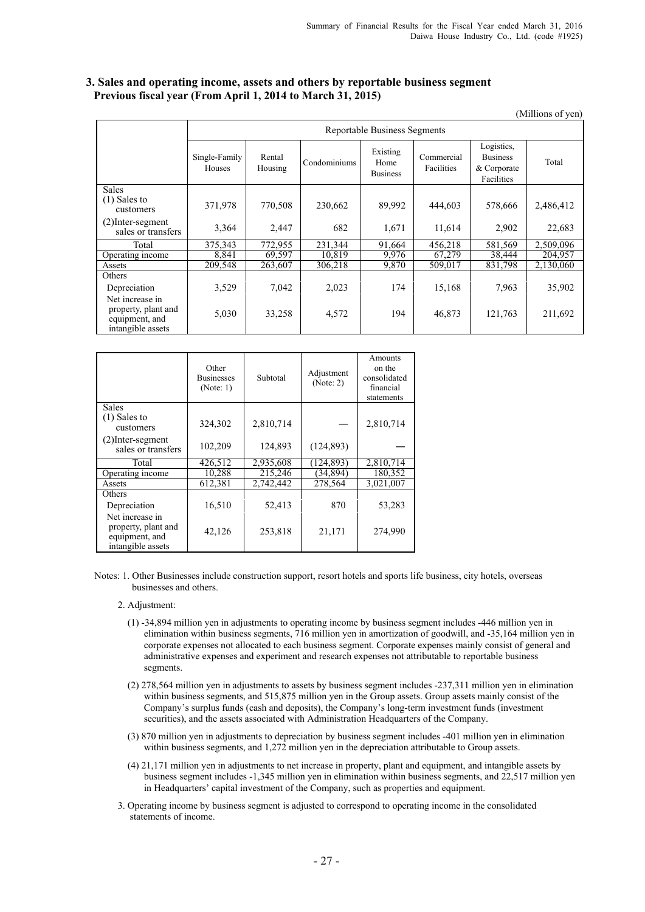## 3. Sales and operating income, assets and others by reportable business segment
### Previous fiscal year (From April 1, 2014 to March 31, 2015)

(Millions of yen)

| | Reportable Business Segments | | | | | | |
|---|---|---|---|---|---|---|---|
| | Single-Family Houses | Rental Housing | Condominiums | Existing Home Business | Commercial Facilities | Logistics, Business & Corporate Facilities | Total |
| Sales | | | | | | | |
| (1) Sales to customers | 371,978 | 770,508 | 230,662 | 89,992 | 444,603 | 578,666 | 2,486,412 |
| (2)Inter-segment sales or transfers | 3,364 | 2,447 | 682 | 1,671 | 11,614 | 2,902 | 22,683 |
| Total | 375,343 | 772,955 | 231,344 | 91,664 | 456,218 | 581,569 | 2,509,096 |
| Operating income | 8,841 | 69,597 | 10,819 | 9,976 | 67,279 | 38,444 | 204,957 |
| Assets | 209,548 | 263,607 | 306,218 | 9,870 | 509,017 | 831,798 | 2,130,060 |
| Others | | | | | | | |
| Depreciation | 3,529 | 7,042 | 2,023 | 174 | 15,168 | 7,963 | 35,902 |
| Net increase in property, plant and equipment, and intangible assets | 5,030 | 33,258 | 4,572 | 194 | 46,873 | 121,763 | 211,692 |

| | Other Businesses (Note: 1) | Subtotal | Adjustment (Note: 2) | Amounts on the consolidated financial statements |
|---|---|---|---|---|
| Sales | | | | |
| (1) Sales to customers | 324,302 | 2,810,714 | — | 2,810,714 |
| (2)Inter-segment sales or transfers | 102,209 | 124,893 | (124,893) | — |
| Total | 426,512 | 2,935,608 | (124,893) | 2,810,714 |
| Operating income | 10,288 | 215,246 | (34,894) | 180,352 |
| Assets | 612,381 | 2,742,442 | 278,564 | 3,021,007 |
| Others | | | | |
| Depreciation | 16,510 | 52,413 | 870 | 53,283 |
| Net increase in property, plant and equipment, and intangible assets | 42,126 | 253,818 | 21,171 | 274,990 |

Notes: 1. Other Businesses include construction support, resort hotels and sports life business, city hotels, overseas businesses and others.

2. Adjustment:

(1) -34,894 million yen in adjustments to operating income by business segment includes -446 million yen in elimination within business segments, 716 million yen in amortization of goodwill, and -35,164 million yen in corporate expenses not allocated to each business segment. Corporate expenses mainly consist of general and administrative expenses and experiment and research expenses not attributable to reportable business segments.

(2) 278,564 million yen in adjustments to assets by business segment includes -237,311 million yen in elimination within business segments, and 515,875 million yen in the Group assets. Group assets mainly consist of the Company's surplus funds (cash and deposits), the Company's long-term investment funds (investment securities), and the assets associated with Administration Headquarters of the Company.

(3) 870 million yen in adjustments to depreciation by business segment includes -401 million yen in elimination within business segments, and 1,272 million yen in the depreciation attributable to Group assets.

(4) 21,171 million yen in adjustments to net increase in property, plant and equipment, and intangible assets by business segment includes -1,345 million yen in elimination within business segments, and 22,517 million yen in Headquarters' capital investment of the Company, such as properties and equipment.

3. Operating income by business segment is adjusted to correspond to operating income in the consolidated statements of income.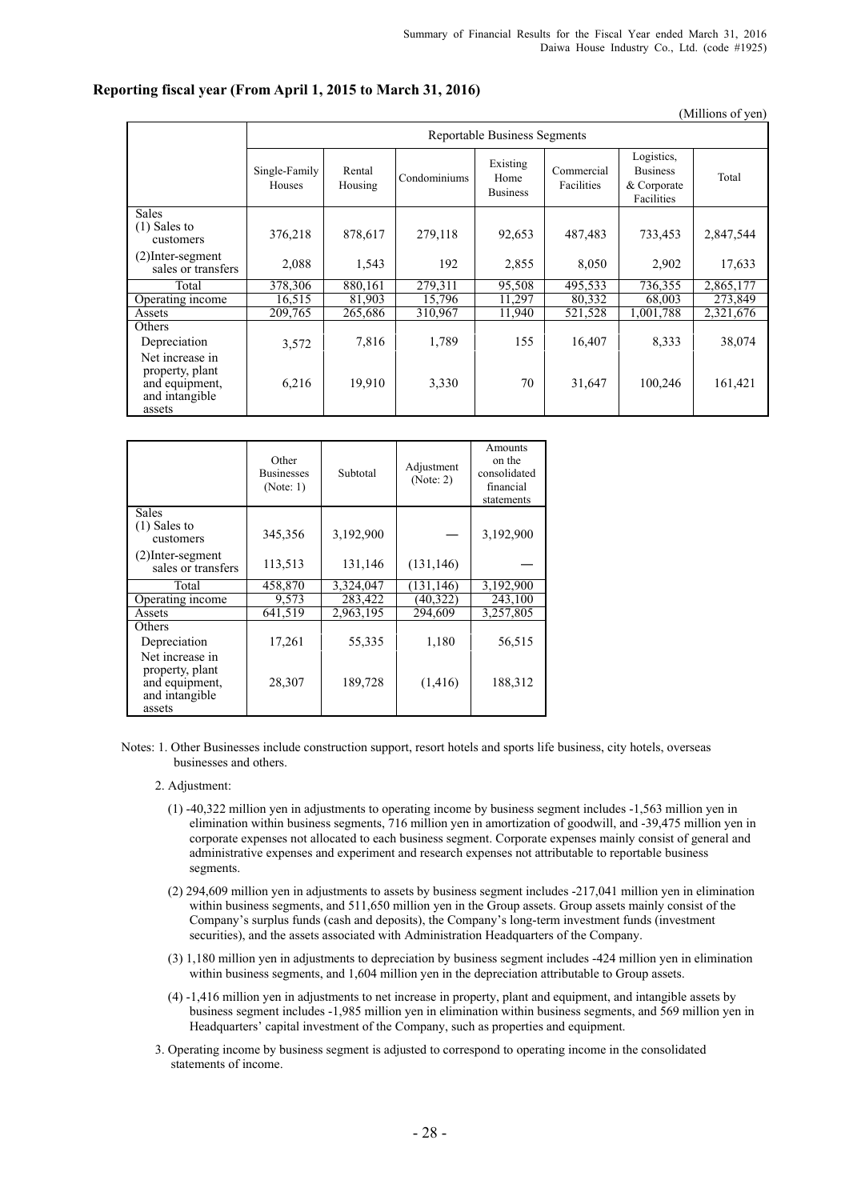**Reporting fiscal year (From April 1, 2015 to March 31, 2016)**

(Millions of yen)

| | Reportable Business Segments | | | | | | |
|---|---|---|---|---|---|---|---|
| | Single-Family Houses | Rental Housing | Condominiums | Existing Home Business | Commercial Facilities | Logistics, Business & Corporate Facilities | Total |
| Sales<br>(1) Sales to customers | 376,218 | 878,617 | 279,118 | 92,653 | 487,483 | 733,453 | 2,847,544 |
| (2)Inter-segment sales or transfers | 2,088 | 1,543 | 192 | 2,855 | 8,050 | 2,902 | 17,633 |
| Total | 378,306 | 880,161 | 279,311 | 95,508 | 495,533 | 736,355 | 2,865,177 |
| Operating income | 16,515 | 81,903 | 15,796 | 11,297 | 80,332 | 68,003 | 273,849 |
| Assets | 209,765 | 265,686 | 310,967 | 11,940 | 521,528 | 1,001,788 | 2,321,676 |
| Others<br>Depreciation | 3,572 | 7,816 | 1,789 | 155 | 16,407 | 8,333 | 38,074 |
| Net increase in property, plant and equipment, and intangible assets | 6,216 | 19,910 | 3,330 | 70 | 31,647 | 100,246 | 161,421 |

| | Other Businesses (Note: 1) | Subtotal | Adjustment (Note: 2) | Amounts on the consolidated financial statements |
|---|---|---|---|---|
| Sales<br>(1) Sales to customers | 345,356 | 3,192,900 | — | 3,192,900 |
| (2)Inter-segment sales or transfers | 113,513 | 131,146 | (131,146) | — |
| Total | 458,870 | 3,324,047 | (131,146) | 3,192,900 |
| Operating income | 9,573 | 283,422 | (40,322) | 243,100 |
| Assets | 641,519 | 2,963,195 | 294,609 | 3,257,805 |
| Others<br>Depreciation | 17,261 | 55,335 | 1,180 | 56,515 |
| Net increase in property, plant and equipment, and intangible assets | 28,307 | 189,728 | (1,416) | 188,312 |

Notes: 1. Other Businesses include construction support, resort hotels and sports life business, city hotels, overseas businesses and others.

2. Adjustment:

(1) -40,322 million yen in adjustments to operating income by business segment includes -1,563 million yen in elimination within business segments, 716 million yen in amortization of goodwill, and -39,475 million yen in corporate expenses not allocated to each business segment. Corporate expenses mainly consist of general and administrative expenses and experiment and research expenses not attributable to reportable business segments.

(2) 294,609 million yen in adjustments to assets by business segment includes -217,041 million yen in elimination within business segments, and 511,650 million yen in the Group assets. Group assets mainly consist of the Company's surplus funds (cash and deposits), the Company's long-term investment funds (investment securities), and the assets associated with Administration Headquarters of the Company.

(3) 1,180 million yen in adjustments to depreciation by business segment includes -424 million yen in elimination within business segments, and 1,604 million yen in the depreciation attributable to Group assets.

(4) -1,416 million yen in adjustments to net increase in property, plant and equipment, and intangible assets by business segment includes -1,985 million yen in elimination within business segments, and 569 million yen in Headquarters' capital investment of the Company, such as properties and equipment.

3. Operating income by business segment is adjusted to correspond to operating income in the consolidated statements of income.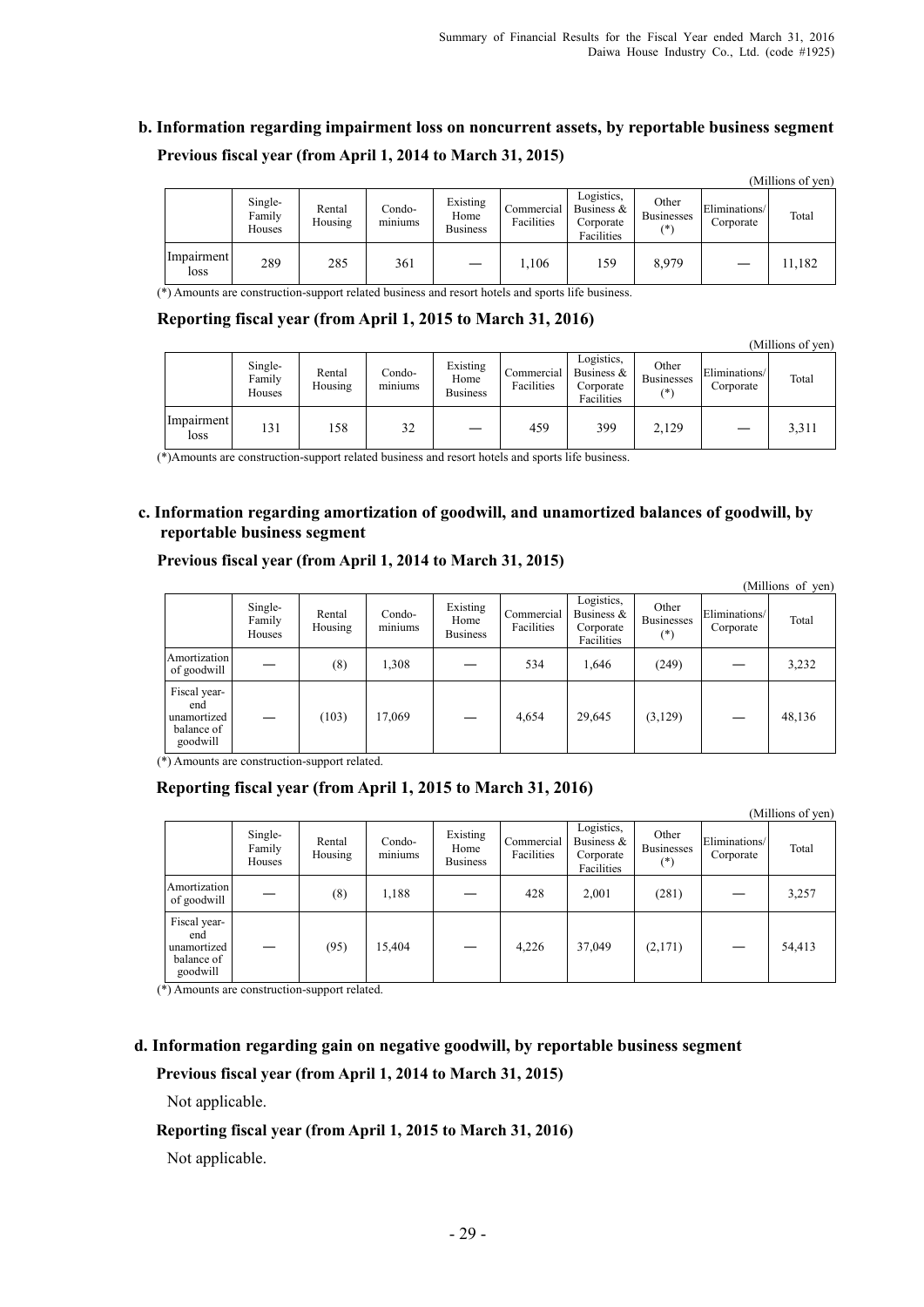### b. Information regarding impairment loss on noncurrent assets, by reportable business segment

**Previous fiscal year (from April 1, 2014 to March 31, 2015)**

(Millions of yen)

| | Single-Family Houses | Rental Housing | Condo-miniums | Existing Home Business | Commercial Facilities | Logistics, Business & Corporate Facilities | Other Businesses (*) | Eliminations/ Corporate | Total |
|---|---|---|---|---|---|---|---|---|---|
| Impairment loss | 289 | 285 | 361 | — | 1,106 | 159 | 8,979 | — | 11,182 |

(*) Amounts are construction-support related business and resort hotels and sports life business.

**Reporting fiscal year (from April 1, 2015 to March 31, 2016)**

(Millions of yen)

| | Single-Family Houses | Rental Housing | Condo-miniums | Existing Home Business | Commercial Facilities | Logistics, Business & Corporate Facilities | Other Businesses (*) | Eliminations/ Corporate | Total |
|---|---|---|---|---|---|---|---|---|---|
| Impairment loss | 131 | 158 | 32 | — | 459 | 399 | 2,129 | — | 3,311 |

(*)Amounts are construction-support related business and resort hotels and sports life business.

### c. Information regarding amortization of goodwill, and unamortized balances of goodwill, by reportable business segment

**Previous fiscal year (from April 1, 2014 to March 31, 2015)**

(Millions of yen)

| | Single-Family Houses | Rental Housing | Condo-miniums | Existing Home Business | Commercial Facilities | Logistics, Business & Corporate Facilities | Other Businesses (*) | Eliminations/ Corporate | Total |
|---|---|---|---|---|---|---|---|---|---|
| Amortization of goodwill | — | (8) | 1,308 | — | 534 | 1,646 | (249) | — | 3,232 |
| Fiscal year-end unamortized balance of goodwill | — | (103) | 17,069 | — | 4,654 | 29,645 | (3,129) | — | 48,136 |

(*) Amounts are construction-support related.

**Reporting fiscal year (from April 1, 2015 to March 31, 2016)**

(Millions of yen)

| | Single-Family Houses | Rental Housing | Condo-miniums | Existing Home Business | Commercial Facilities | Logistics, Business & Corporate Facilities | Other Businesses (*) | Eliminations/ Corporate | Total |
|---|---|---|---|---|---|---|---|---|---|
| Amortization of goodwill | — | (8) | 1,188 | — | 428 | 2,001 | (281) | — | 3,257 |
| Fiscal year-end unamortized balance of goodwill | — | (95) | 15,404 | — | 4,226 | 37,049 | (2,171) | — | 54,413 |

(*) Amounts are construction-support related.

### d. Information regarding gain on negative goodwill, by reportable business segment

**Previous fiscal year (from April 1, 2014 to March 31, 2015)**

Not applicable.

**Reporting fiscal year (from April 1, 2015 to March 31, 2016)**

Not applicable.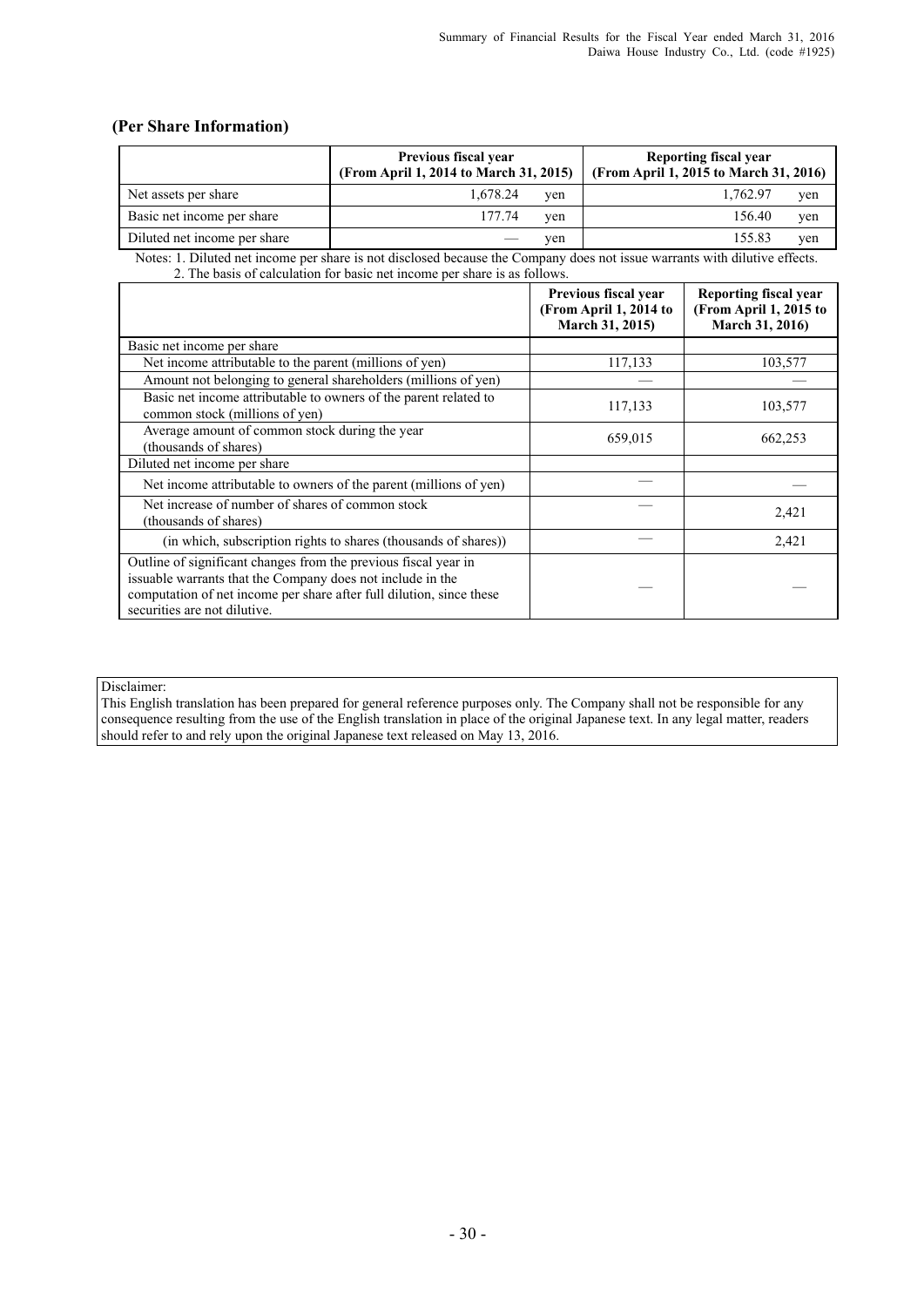## (Per Share Information)

| | Previous fiscal year (From April 1, 2014 to March 31, 2015) | Reporting fiscal year (From April 1, 2015 to March 31, 2016) |
|---|---|---|
| Net assets per share | 1,678.24 yen | 1,762.97 yen |
| Basic net income per share | 177.74 yen | 156.40 yen |
| Diluted net income per share | — yen | 155.83 yen |

Notes: 1. Diluted net income per share is not disclosed because the Company does not issue warrants with dilutive effects.
2. The basis of calculation for basic net income per share is as follows.

| | Previous fiscal year (From April 1, 2014 to March 31, 2015) | Reporting fiscal year (From April 1, 2015 to March 31, 2016) |
|---|---|---|
| Basic net income per share | | |
| Net income attributable to the parent (millions of yen) | 117,133 | 103,577 |
| Amount not belonging to general shareholders (millions of yen) | — | — |
| Basic net income attributable to owners of the parent related to common stock (millions of yen) | 117,133 | 103,577 |
| Average amount of common stock during the year (thousands of shares) | 659,015 | 662,253 |
| Diluted net income per share | | |
| Net income attributable to owners of the parent (millions of yen) | — | — |
| Net increase of number of shares of common stock (thousands of shares) | — | 2,421 |
| (in which, subscription rights to shares (thousands of shares)) | — | 2,421 |
| Outline of significant changes from the previous fiscal year in issuable warrants that the Company does not include in the computation of net income per share after full dilution, since these securities are not dilutive. | — | — |

Disclaimer:
This English translation has been prepared for general reference purposes only. The Company shall not be responsible for any consequence resulting from the use of the English translation in place of the original Japanese text. In any legal matter, readers should refer to and rely upon the original Japanese text released on May 13, 2016.